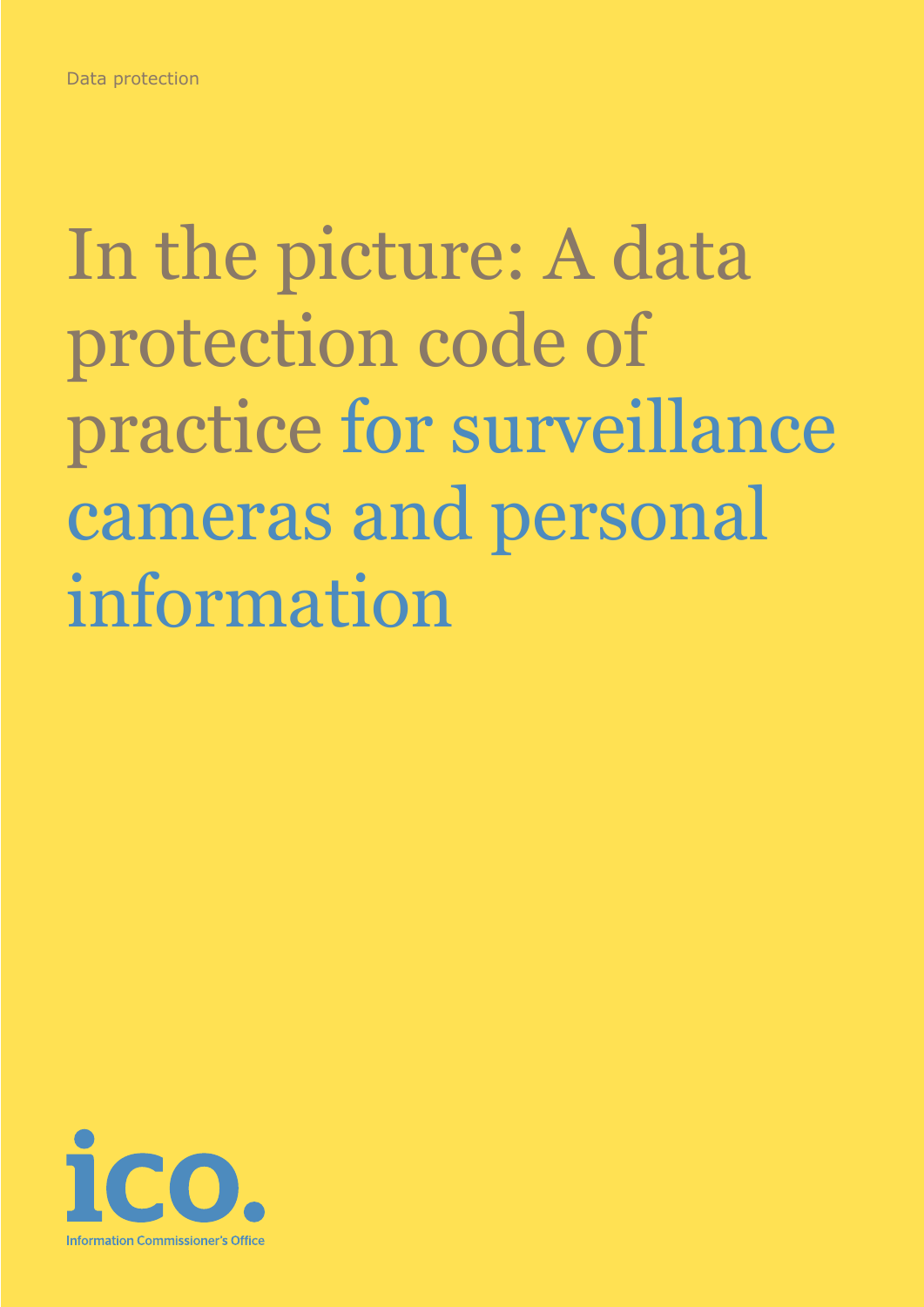Data protection

# In the picture: A data protection code of practice for surveillance cameras and personal information

ico.

Information Commissioner's Office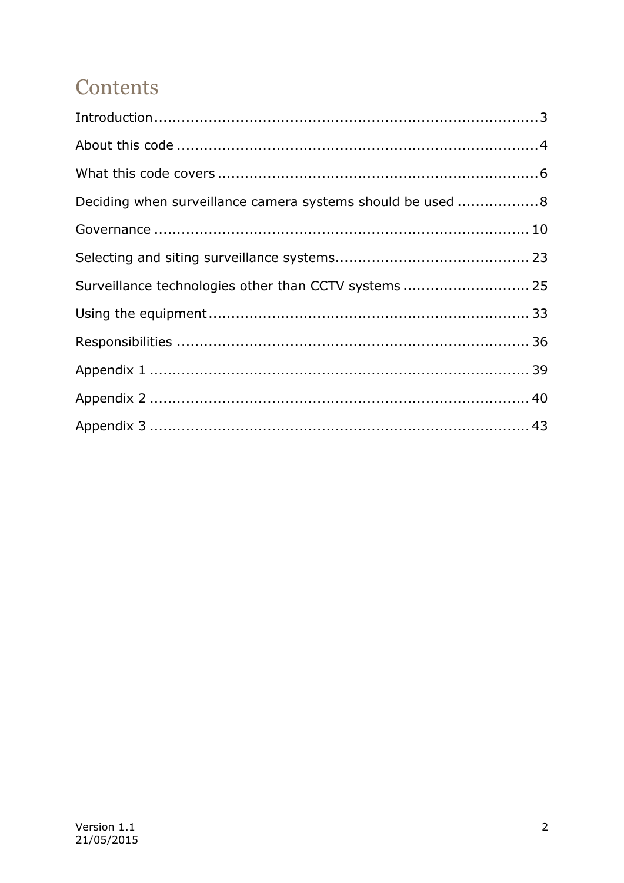# Contents

Introduction .................................................................................... 3

About this code ................................................................................ 4

What this code covers ....................................................................... 6

Deciding when surveillance camera systems should be used .................. 8

Governance .................................................................................... 10

Selecting and siting surveillance systems.......................................... 23

Surveillance technologies other than CCTV systems ............................ 25

Using the equipment ........................................................................ 33

Responsibilities ............................................................................... 36

Appendix 1 ..................................................................................... 39

Appendix 2 ..................................................................................... 40

Appendix 3 ..................................................................................... 43

Version 1.1
21/05/2015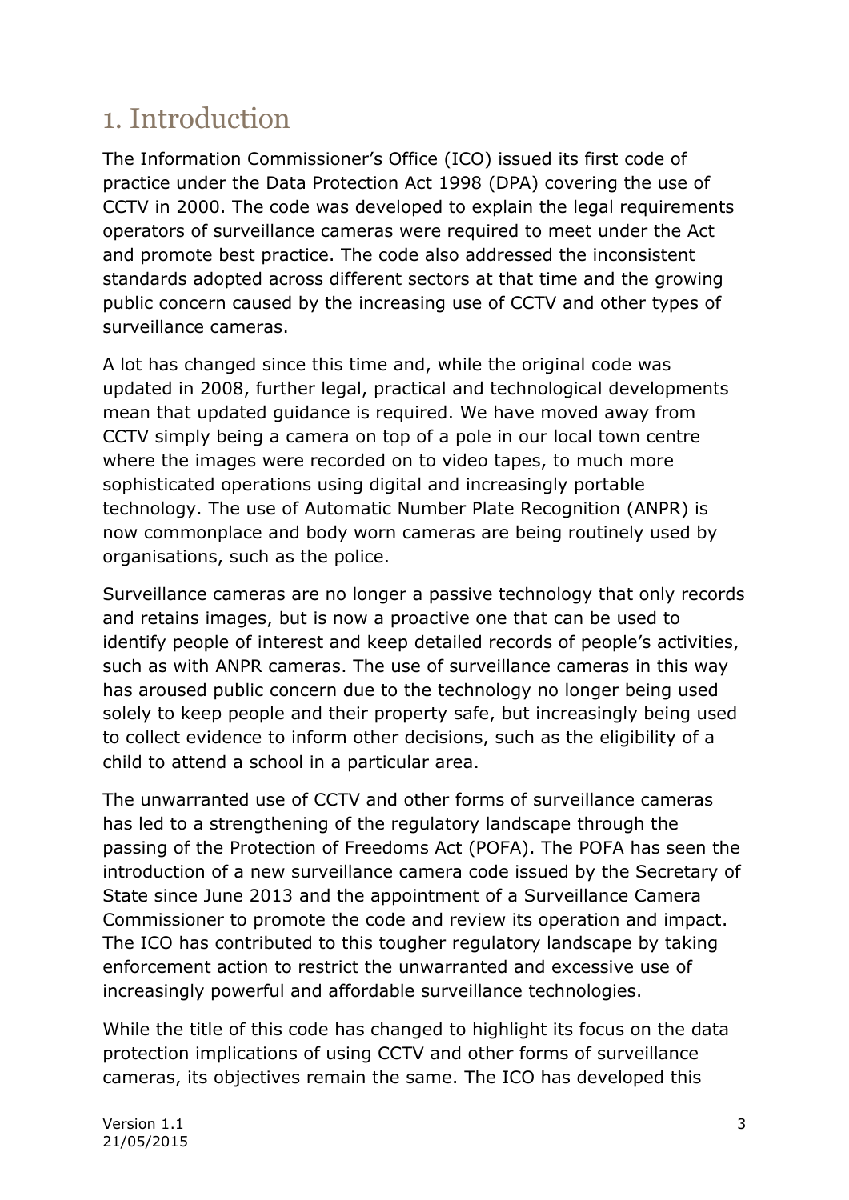# 1. Introduction

The Information Commissioner's Office (ICO) issued its first code of practice under the Data Protection Act 1998 (DPA) covering the use of CCTV in 2000. The code was developed to explain the legal requirements operators of surveillance cameras were required to meet under the Act and promote best practice. The code also addressed the inconsistent standards adopted across different sectors at that time and the growing public concern caused by the increasing use of CCTV and other types of surveillance cameras.

A lot has changed since this time and, while the original code was updated in 2008, further legal, practical and technological developments mean that updated guidance is required. We have moved away from CCTV simply being a camera on top of a pole in our local town centre where the images were recorded on to video tapes, to much more sophisticated operations using digital and increasingly portable technology. The use of Automatic Number Plate Recognition (ANPR) is now commonplace and body worn cameras are being routinely used by organisations, such as the police.

Surveillance cameras are no longer a passive technology that only records and retains images, but is now a proactive one that can be used to identify people of interest and keep detailed records of people's activities, such as with ANPR cameras. The use of surveillance cameras in this way has aroused public concern due to the technology no longer being used solely to keep people and their property safe, but increasingly being used to collect evidence to inform other decisions, such as the eligibility of a child to attend a school in a particular area.

The unwarranted use of CCTV and other forms of surveillance cameras has led to a strengthening of the regulatory landscape through the passing of the Protection of Freedoms Act (POFA). The POFA has seen the introduction of a new surveillance camera code issued by the Secretary of State since June 2013 and the appointment of a Surveillance Camera Commissioner to promote the code and review its operation and impact. The ICO has contributed to this tougher regulatory landscape by taking enforcement action to restrict the unwarranted and excessive use of increasingly powerful and affordable surveillance technologies.

While the title of this code has changed to highlight its focus on the data protection implications of using CCTV and other forms of surveillance cameras, its objectives remain the same. The ICO has developed this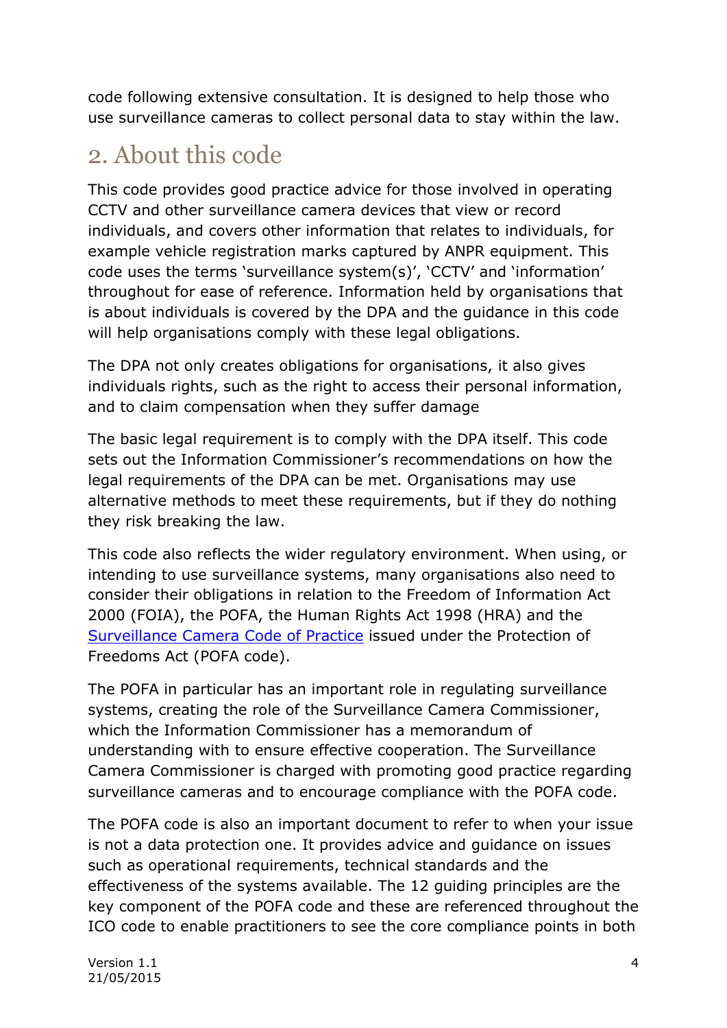code following extensive consultation. It is designed to help those who use surveillance cameras to collect personal data to stay within the law.

## 2. About this code

This code provides good practice advice for those involved in operating CCTV and other surveillance camera devices that view or record individuals, and covers other information that relates to individuals, for example vehicle registration marks captured by ANPR equipment. This code uses the terms 'surveillance system(s)', 'CCTV' and 'information' throughout for ease of reference. Information held by organisations that is about individuals is covered by the DPA and the guidance in this code will help organisations comply with these legal obligations.

The DPA not only creates obligations for organisations, it also gives individuals rights, such as the right to access their personal information, and to claim compensation when they suffer damage

The basic legal requirement is to comply with the DPA itself. This code sets out the Information Commissioner's recommendations on how the legal requirements of the DPA can be met. Organisations may use alternative methods to meet these requirements, but if they do nothing they risk breaking the law.

This code also reflects the wider regulatory environment. When using, or intending to use surveillance systems, many organisations also need to consider their obligations in relation to the Freedom of Information Act 2000 (FOIA), the POFA, the Human Rights Act 1998 (HRA) and the Surveillance Camera Code of Practice issued under the Protection of Freedoms Act (POFA code).

The POFA in particular has an important role in regulating surveillance systems, creating the role of the Surveillance Camera Commissioner, which the Information Commissioner has a memorandum of understanding with to ensure effective cooperation. The Surveillance Camera Commissioner is charged with promoting good practice regarding surveillance cameras and to encourage compliance with the POFA code.

The POFA code is also an important document to refer to when your issue is not a data protection one. It provides advice and guidance on issues such as operational requirements, technical standards and the effectiveness of the systems available. The 12 guiding principles are the key component of the POFA code and these are referenced throughout the ICO code to enable practitioners to see the core compliance points in both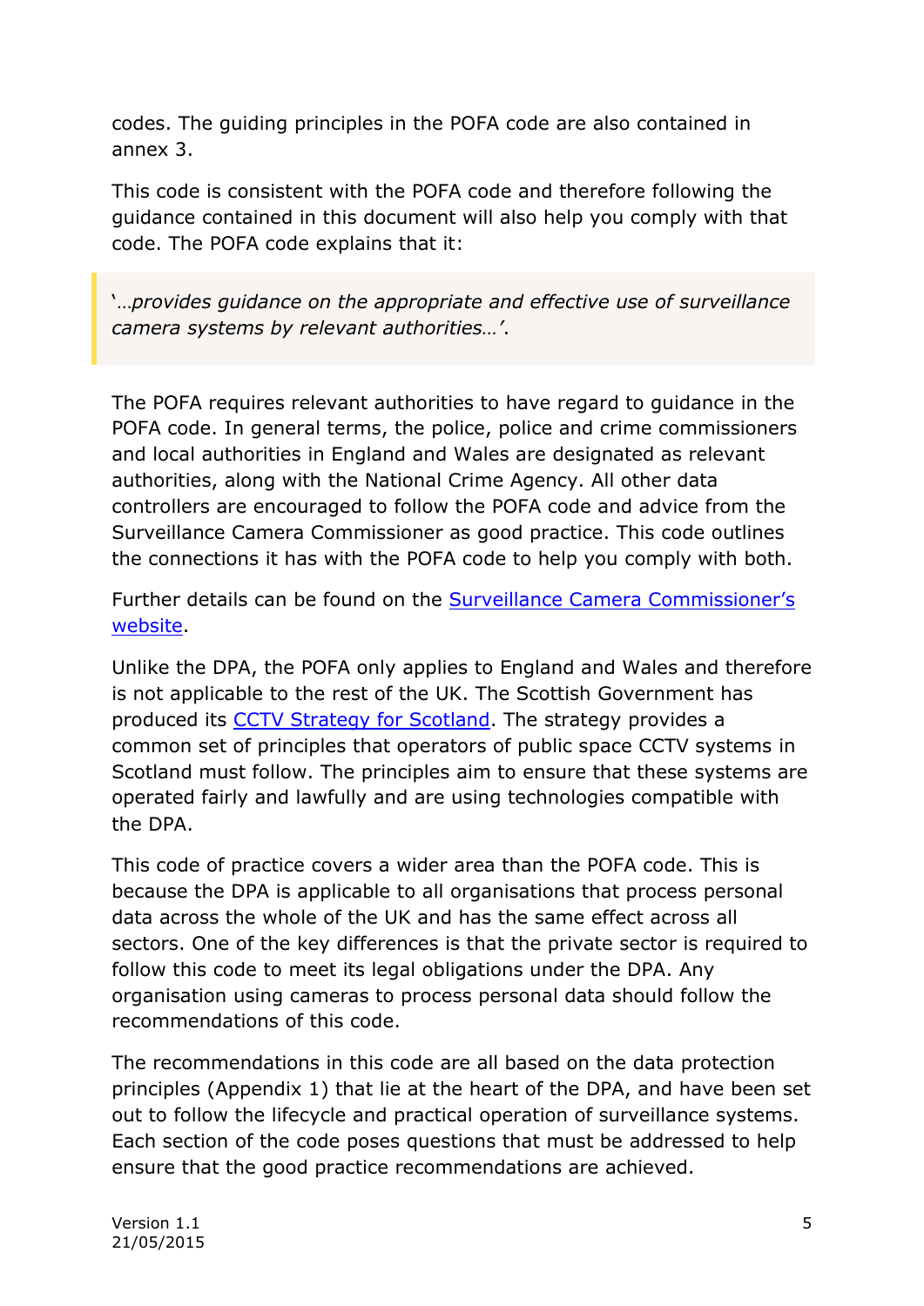codes. The guiding principles in the POFA code are also contained in annex 3.

This code is consistent with the POFA code and therefore following the guidance contained in this document will also help you comply with that code. The POFA code explains that it:

> '…*provides guidance on the appropriate and effective use of surveillance camera systems by relevant authorities…'*.

The POFA requires relevant authorities to have regard to guidance in the POFA code. In general terms, the police, police and crime commissioners and local authorities in England and Wales are designated as relevant authorities, along with the National Crime Agency. All other data controllers are encouraged to follow the POFA code and advice from the Surveillance Camera Commissioner as good practice. This code outlines the connections it has with the POFA code to help you comply with both.

Further details can be found on the Surveillance Camera Commissioner's website.

Unlike the DPA, the POFA only applies to England and Wales and therefore is not applicable to the rest of the UK. The Scottish Government has produced its CCTV Strategy for Scotland. The strategy provides a common set of principles that operators of public space CCTV systems in Scotland must follow. The principles aim to ensure that these systems are operated fairly and lawfully and are using technologies compatible with the DPA.

This code of practice covers a wider area than the POFA code. This is because the DPA is applicable to all organisations that process personal data across the whole of the UK and has the same effect across all sectors. One of the key differences is that the private sector is required to follow this code to meet its legal obligations under the DPA. Any organisation using cameras to process personal data should follow the recommendations of this code.

The recommendations in this code are all based on the data protection principles (Appendix 1) that lie at the heart of the DPA, and have been set out to follow the lifecycle and practical operation of surveillance systems. Each section of the code poses questions that must be addressed to help ensure that the good practice recommendations are achieved.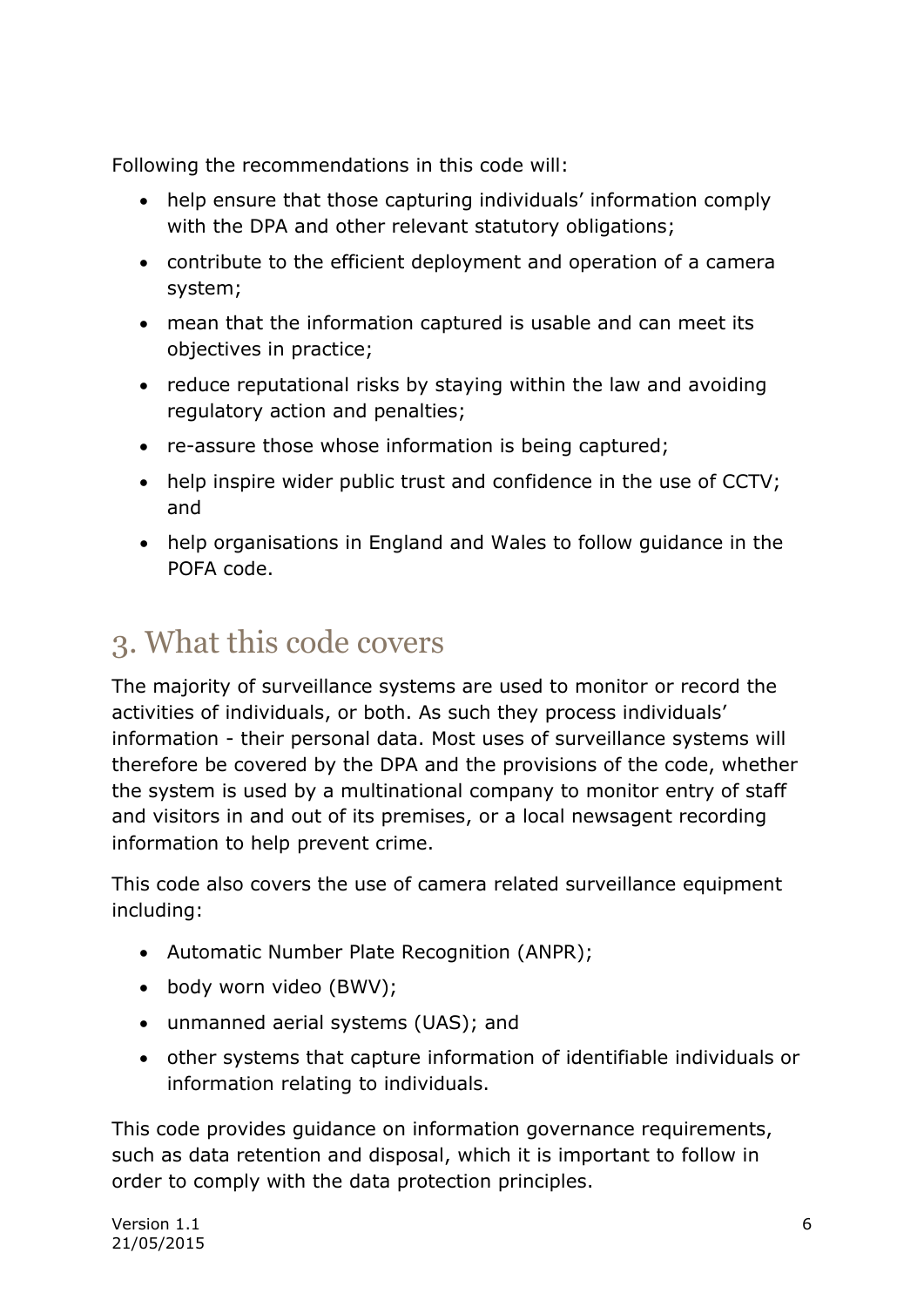Following the recommendations in this code will:

- help ensure that those capturing individuals' information comply with the DPA and other relevant statutory obligations;
- contribute to the efficient deployment and operation of a camera system;
- mean that the information captured is usable and can meet its objectives in practice;
- reduce reputational risks by staying within the law and avoiding regulatory action and penalties;
- re-assure those whose information is being captured;
- help inspire wider public trust and confidence in the use of CCTV; and
- help organisations in England and Wales to follow guidance in the POFA code.

## 3. What this code covers

The majority of surveillance systems are used to monitor or record the activities of individuals, or both. As such they process individuals' information - their personal data. Most uses of surveillance systems will therefore be covered by the DPA and the provisions of the code, whether the system is used by a multinational company to monitor entry of staff and visitors in and out of its premises, or a local newsagent recording information to help prevent crime.

This code also covers the use of camera related surveillance equipment including:

- Automatic Number Plate Recognition (ANPR);
- body worn video (BWV);
- unmanned aerial systems (UAS); and
- other systems that capture information of identifiable individuals or information relating to individuals.

This code provides guidance on information governance requirements, such as data retention and disposal, which it is important to follow in order to comply with the data protection principles.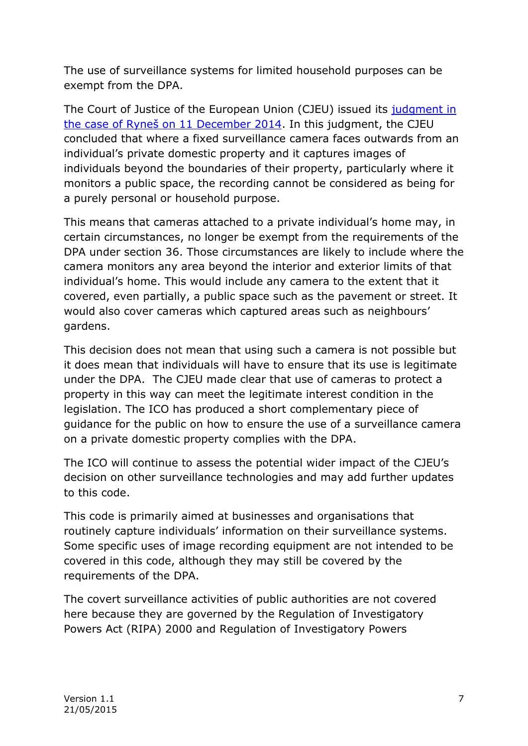The use of surveillance systems for limited household purposes can be exempt from the DPA.

The Court of Justice of the European Union (CJEU) issued its judgment in the case of Ryneš on 11 December 2014. In this judgment, the CJEU concluded that where a fixed surveillance camera faces outwards from an individual's private domestic property and it captures images of individuals beyond the boundaries of their property, particularly where it monitors a public space, the recording cannot be considered as being for a purely personal or household purpose.

This means that cameras attached to a private individual's home may, in certain circumstances, no longer be exempt from the requirements of the DPA under section 36. Those circumstances are likely to include where the camera monitors any area beyond the interior and exterior limits of that individual's home. This would include any camera to the extent that it covered, even partially, a public space such as the pavement or street. It would also cover cameras which captured areas such as neighbours' gardens.

This decision does not mean that using such a camera is not possible but it does mean that individuals will have to ensure that its use is legitimate under the DPA. The CJEU made clear that use of cameras to protect a property in this way can meet the legitimate interest condition in the legislation. The ICO has produced a short complementary piece of guidance for the public on how to ensure the use of a surveillance camera on a private domestic property complies with the DPA.

The ICO will continue to assess the potential wider impact of the CJEU's decision on other surveillance technologies and may add further updates to this code.

This code is primarily aimed at businesses and organisations that routinely capture individuals' information on their surveillance systems. Some specific uses of image recording equipment are not intended to be covered in this code, although they may still be covered by the requirements of the DPA.

The covert surveillance activities of public authorities are not covered here because they are governed by the Regulation of Investigatory Powers Act (RIPA) 2000 and Regulation of Investigatory Powers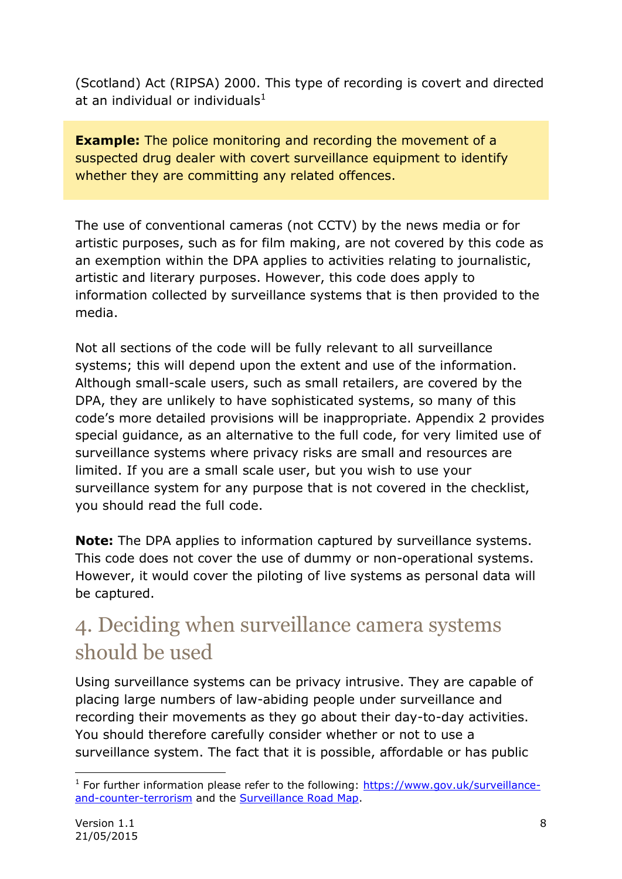(Scotland) Act (RIPSA) 2000. This type of recording is covert and directed at an individual or individuals[1]

**Example:** The police monitoring and recording the movement of a suspected drug dealer with covert surveillance equipment to identify whether they are committing any related offences.

The use of conventional cameras (not CCTV) by the news media or for artistic purposes, such as for film making, are not covered by this code as an exemption within the DPA applies to activities relating to journalistic, artistic and literary purposes. However, this code does apply to information collected by surveillance systems that is then provided to the media.

Not all sections of the code will be fully relevant to all surveillance systems; this will depend upon the extent and use of the information. Although small-scale users, such as small retailers, are covered by the DPA, they are unlikely to have sophisticated systems, so many of this code's more detailed provisions will be inappropriate. Appendix 2 provides special guidance, as an alternative to the full code, for very limited use of surveillance systems where privacy risks are small and resources are limited. If you are a small scale user, but you wish to use your surveillance system for any purpose that is not covered in the checklist, you should read the full code.

**Note:** The DPA applies to information captured by surveillance systems. This code does not cover the use of dummy or non-operational systems. However, it would cover the piloting of live systems as personal data will be captured.

# 4. Deciding when surveillance camera systems should be used

Using surveillance systems can be privacy intrusive. They are capable of placing large numbers of law-abiding people under surveillance and recording their movements as they go about their day-to-day activities. You should therefore carefully consider whether or not to use a surveillance system. The fact that it is possible, affordable or has public

---

[1] For further information please refer to the following: [https://www.gov.uk/surveillance-and-counter-terrorism](https://www.gov.uk/surveillance-and-counter-terrorism) and the Surveillance Road Map.

Version 1.1
21/05/2015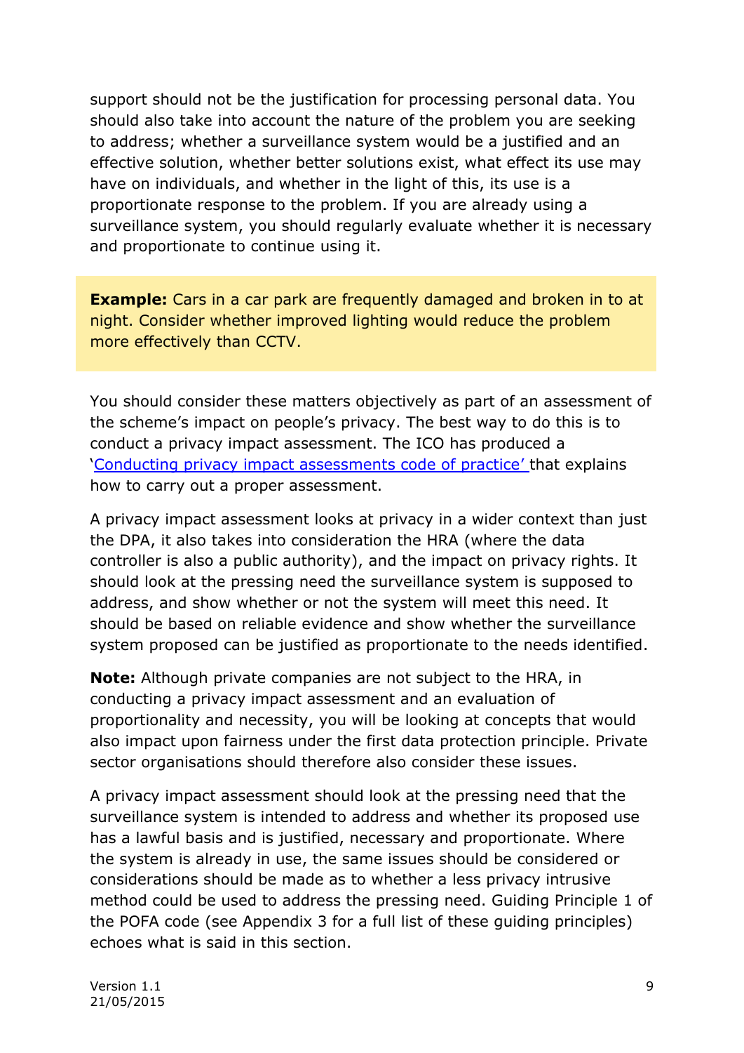support should not be the justification for processing personal data. You should also take into account the nature of the problem you are seeking to address; whether a surveillance system would be a justified and an effective solution, whether better solutions exist, what effect its use may have on individuals, and whether in the light of this, its use is a proportionate response to the problem. If you are already using a surveillance system, you should regularly evaluate whether it is necessary and proportionate to continue using it.

> **Example:** Cars in a car park are frequently damaged and broken in to at night. Consider whether improved lighting would reduce the problem more effectively than CCTV.

You should consider these matters objectively as part of an assessment of the scheme's impact on people's privacy. The best way to do this is to conduct a privacy impact assessment. The ICO has produced a '[Conducting privacy impact assessments code of practice'](#) that explains how to carry out a proper assessment.

A privacy impact assessment looks at privacy in a wider context than just the DPA, it also takes into consideration the HRA (where the data controller is also a public authority), and the impact on privacy rights. It should look at the pressing need the surveillance system is supposed to address, and show whether or not the system will meet this need. It should be based on reliable evidence and show whether the surveillance system proposed can be justified as proportionate to the needs identified.

**Note:** Although private companies are not subject to the HRA, in conducting a privacy impact assessment and an evaluation of proportionality and necessity, you will be looking at concepts that would also impact upon fairness under the first data protection principle. Private sector organisations should therefore also consider these issues.

A privacy impact assessment should look at the pressing need that the surveillance system is intended to address and whether its proposed use has a lawful basis and is justified, necessary and proportionate. Where the system is already in use, the same issues should be considered or considerations should be made as to whether a less privacy intrusive method could be used to address the pressing need. Guiding Principle 1 of the POFA code (see Appendix 3 for a full list of these guiding principles) echoes what is said in this section.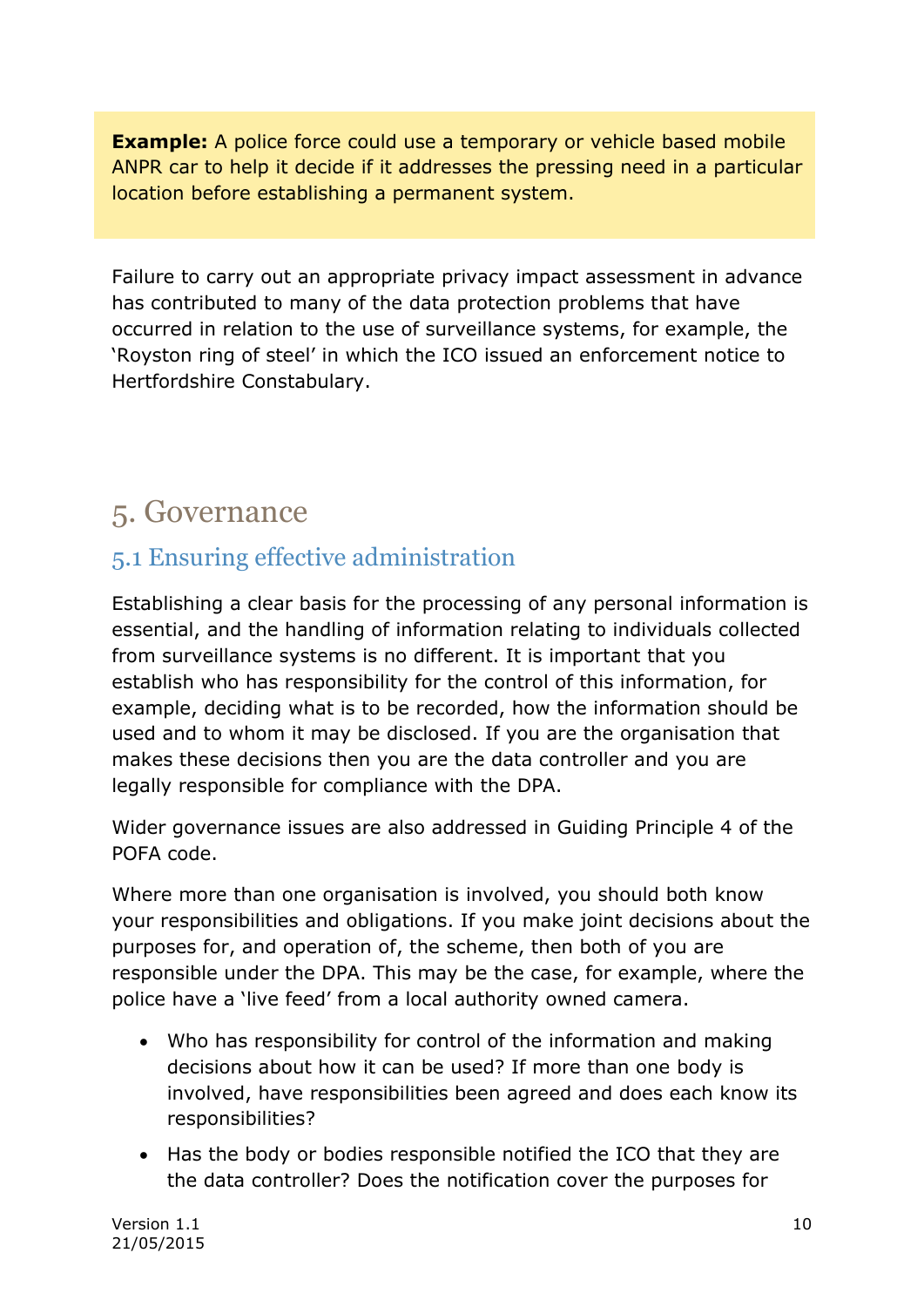**Example:** A police force could use a temporary or vehicle based mobile ANPR car to help it decide if it addresses the pressing need in a particular location before establishing a permanent system.

Failure to carry out an appropriate privacy impact assessment in advance has contributed to many of the data protection problems that have occurred in relation to the use of surveillance systems, for example, the 'Royston ring of steel' in which the ICO issued an enforcement notice to Hertfordshire Constabulary.

# 5. Governance

## 5.1 Ensuring effective administration

Establishing a clear basis for the processing of any personal information is essential, and the handling of information relating to individuals collected from surveillance systems is no different. It is important that you establish who has responsibility for the control of this information, for example, deciding what is to be recorded, how the information should be used and to whom it may be disclosed. If you are the organisation that makes these decisions then you are the data controller and you are legally responsible for compliance with the DPA.

Wider governance issues are also addressed in Guiding Principle 4 of the POFA code.

Where more than one organisation is involved, you should both know your responsibilities and obligations. If you make joint decisions about the purposes for, and operation of, the scheme, then both of you are responsible under the DPA. This may be the case, for example, where the police have a 'live feed' from a local authority owned camera.

- Who has responsibility for control of the information and making decisions about how it can be used? If more than one body is involved, have responsibilities been agreed and does each know its responsibilities?
- Has the body or bodies responsible notified the ICO that they are the data controller? Does the notification cover the purposes for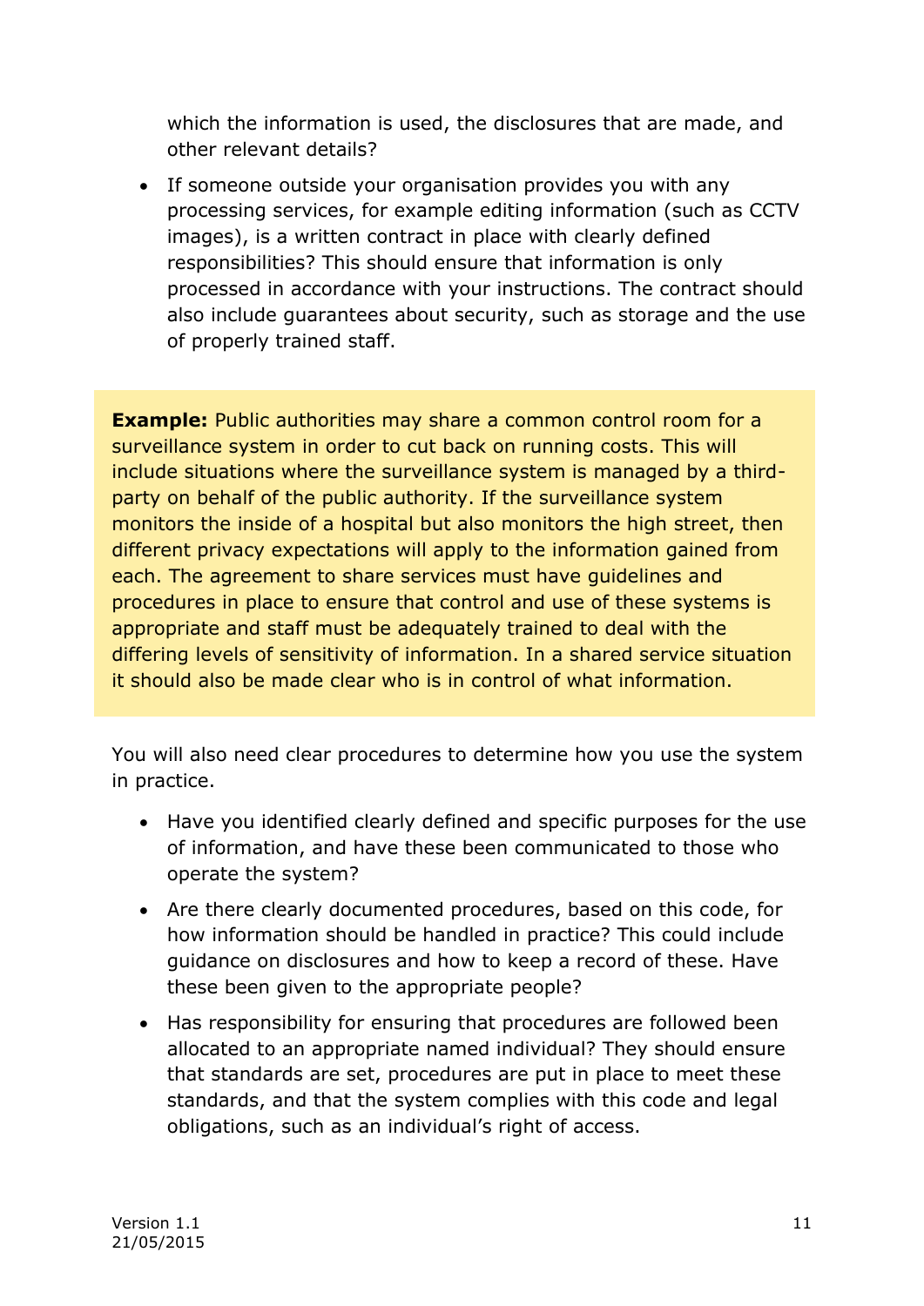which the information is used, the disclosures that are made, and other relevant details?

- If someone outside your organisation provides you with any processing services, for example editing information (such as CCTV images), is a written contract in place with clearly defined responsibilities? This should ensure that information is only processed in accordance with your instructions. The contract should also include guarantees about security, such as storage and the use of properly trained staff.

> **Example:** Public authorities may share a common control room for a surveillance system in order to cut back on running costs. This will include situations where the surveillance system is managed by a third-party on behalf of the public authority. If the surveillance system monitors the inside of a hospital but also monitors the high street, then different privacy expectations will apply to the information gained from each. The agreement to share services must have guidelines and procedures in place to ensure that control and use of these systems is appropriate and staff must be adequately trained to deal with the differing levels of sensitivity of information. In a shared service situation it should also be made clear who is in control of what information.

You will also need clear procedures to determine how you use the system in practice.

- Have you identified clearly defined and specific purposes for the use of information, and have these been communicated to those who operate the system?
- Are there clearly documented procedures, based on this code, for how information should be handled in practice? This could include guidance on disclosures and how to keep a record of these. Have these been given to the appropriate people?
- Has responsibility for ensuring that procedures are followed been allocated to an appropriate named individual? They should ensure that standards are set, procedures are put in place to meet these standards, and that the system complies with this code and legal obligations, such as an individual's right of access.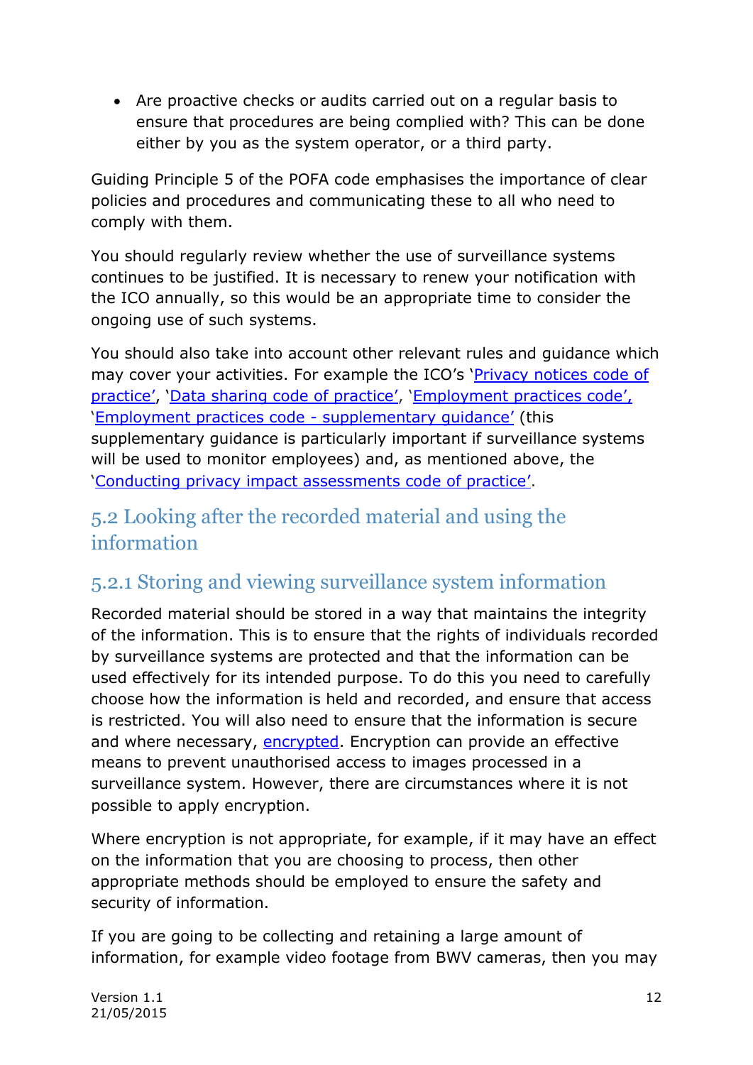- Are proactive checks or audits carried out on a regular basis to ensure that procedures are being complied with? This can be done either by you as the system operator, or a third party.

Guiding Principle 5 of the POFA code emphasises the importance of clear policies and procedures and communicating these to all who need to comply with them.

You should regularly review whether the use of surveillance systems continues to be justified. It is necessary to renew your notification with the ICO annually, so this would be an appropriate time to consider the ongoing use of such systems.

You should also take into account other relevant rules and guidance which may cover your activities. For example the ICO's 'Privacy notices code of practice', 'Data sharing code of practice', 'Employment practices code', 'Employment practices code - supplementary guidance' (this supplementary guidance is particularly important if surveillance systems will be used to monitor employees) and, as mentioned above, the 'Conducting privacy impact assessments code of practice'.

## 5.2 Looking after the recorded material and using the information

### 5.2.1 Storing and viewing surveillance system information

Recorded material should be stored in a way that maintains the integrity of the information. This is to ensure that the rights of individuals recorded by surveillance systems are protected and that the information can be used effectively for its intended purpose. To do this you need to carefully choose how the information is held and recorded, and ensure that access is restricted. You will also need to ensure that the information is secure and where necessary, encrypted. Encryption can provide an effective means to prevent unauthorised access to images processed in a surveillance system. However, there are circumstances where it is not possible to apply encryption.

Where encryption is not appropriate, for example, if it may have an effect on the information that you are choosing to process, then other appropriate methods should be employed to ensure the safety and security of information.

If you are going to be collecting and retaining a large amount of information, for example video footage from BWV cameras, then you may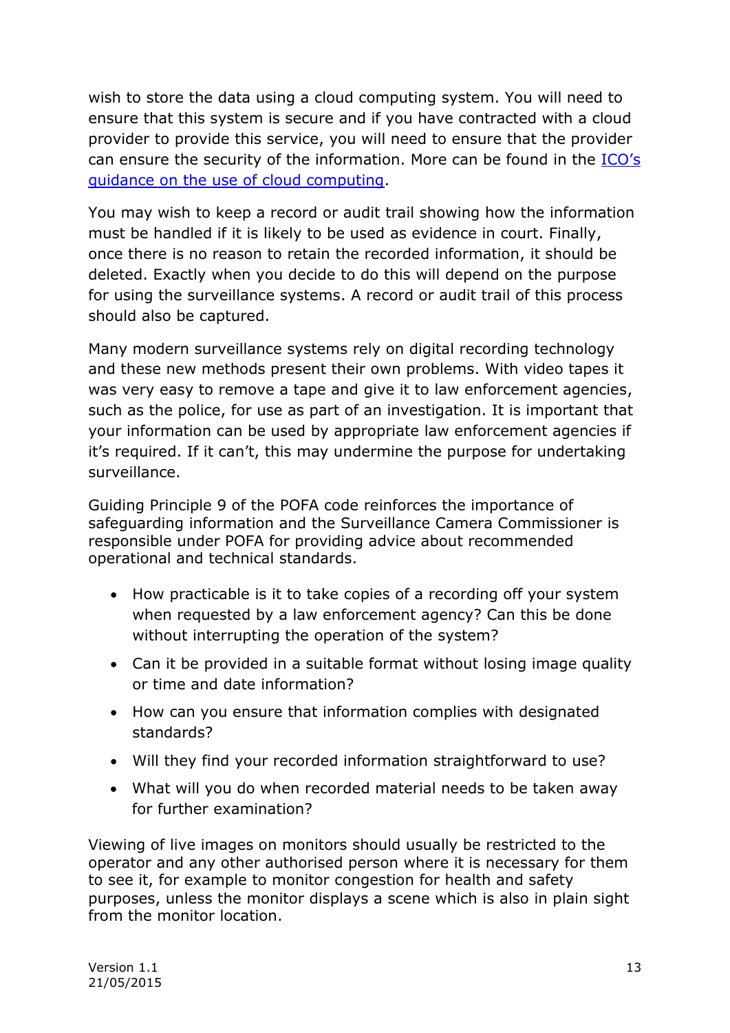wish to store the data using a cloud computing system. You will need to ensure that this system is secure and if you have contracted with a cloud provider to provide this service, you will need to ensure that the provider can ensure the security of the information. More can be found in the [ICO's guidance on the use of cloud computing](#).

You may wish to keep a record or audit trail showing how the information must be handled if it is likely to be used as evidence in court. Finally, once there is no reason to retain the recorded information, it should be deleted. Exactly when you decide to do this will depend on the purpose for using the surveillance systems. A record or audit trail of this process should also be captured.

Many modern surveillance systems rely on digital recording technology and these new methods present their own problems. With video tapes it was very easy to remove a tape and give it to law enforcement agencies, such as the police, for use as part of an investigation. It is important that your information can be used by appropriate law enforcement agencies if it's required. If it can't, this may undermine the purpose for undertaking surveillance.

Guiding Principle 9 of the POFA code reinforces the importance of safeguarding information and the Surveillance Camera Commissioner is responsible under POFA for providing advice about recommended operational and technical standards.

- How practicable is it to take copies of a recording off your system when requested by a law enforcement agency? Can this be done without interrupting the operation of the system?
- Can it be provided in a suitable format without losing image quality or time and date information?
- How can you ensure that information complies with designated standards?
- Will they find your recorded information straightforward to use?
- What will you do when recorded material needs to be taken away for further examination?

Viewing of live images on monitors should usually be restricted to the operator and any other authorised person where it is necessary for them to see it, for example to monitor congestion for health and safety purposes, unless the monitor displays a scene which is also in plain sight from the monitor location.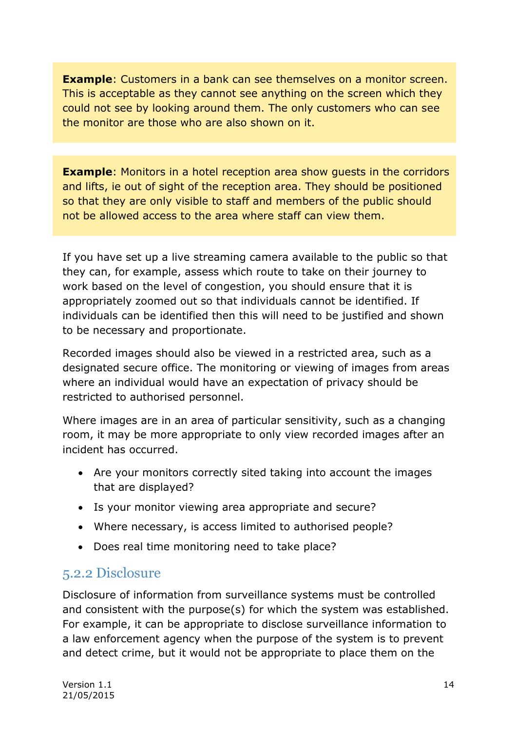**Example**: Customers in a bank can see themselves on a monitor screen. This is acceptable as they cannot see anything on the screen which they could not see by looking around them. The only customers who can see the monitor are those who are also shown on it.

**Example**: Monitors in a hotel reception area show guests in the corridors and lifts, ie out of sight of the reception area. They should be positioned so that they are only visible to staff and members of the public should not be allowed access to the area where staff can view them.

If you have set up a live streaming camera available to the public so that they can, for example, assess which route to take on their journey to work based on the level of congestion, you should ensure that it is appropriately zoomed out so that individuals cannot be identified. If individuals can be identified then this will need to be justified and shown to be necessary and proportionate.

Recorded images should also be viewed in a restricted area, such as a designated secure office. The monitoring or viewing of images from areas where an individual would have an expectation of privacy should be restricted to authorised personnel.

Where images are in an area of particular sensitivity, such as a changing room, it may be more appropriate to only view recorded images after an incident has occurred.

- Are your monitors correctly sited taking into account the images that are displayed?
- Is your monitor viewing area appropriate and secure?
- Where necessary, is access limited to authorised people?
- Does real time monitoring need to take place?

### 5.2.2 Disclosure

Disclosure of information from surveillance systems must be controlled and consistent with the purpose(s) for which the system was established. For example, it can be appropriate to disclose surveillance information to a law enforcement agency when the purpose of the system is to prevent and detect crime, but it would not be appropriate to place them on the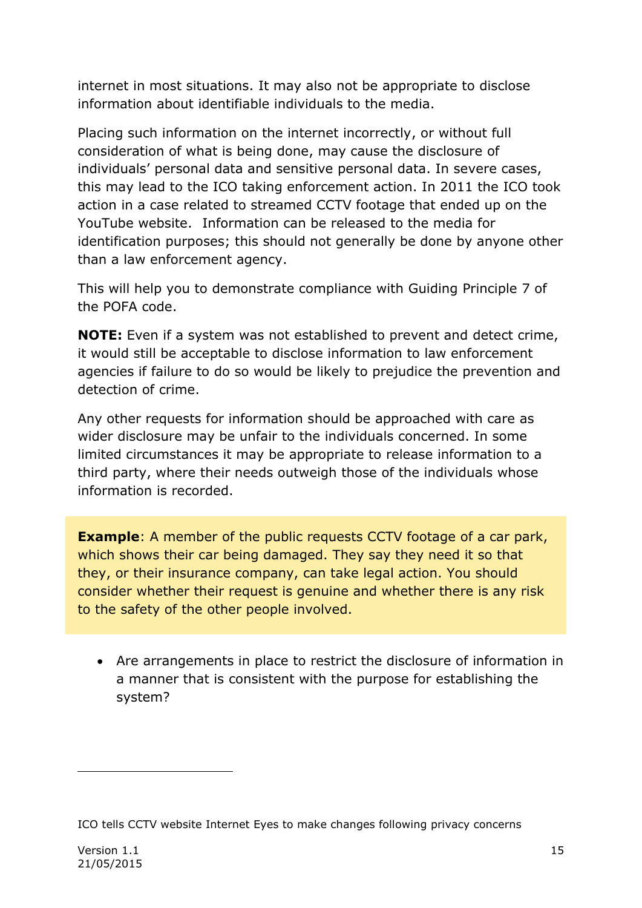internet in most situations. It may also not be appropriate to disclose information about identifiable individuals to the media.

Placing such information on the internet incorrectly, or without full consideration of what is being done, may cause the disclosure of individuals' personal data and sensitive personal data. In severe cases, this may lead to the ICO taking enforcement action. In 2011 the ICO took action in a case related to streamed CCTV footage that ended up on the YouTube website. Information can be released to the media for identification purposes; this should not generally be done by anyone other than a law enforcement agency.

This will help you to demonstrate compliance with Guiding Principle 7 of the POFA code.

**NOTE:** Even if a system was not established to prevent and detect crime, it would still be acceptable to disclose information to law enforcement agencies if failure to do so would be likely to prejudice the prevention and detection of crime.

Any other requests for information should be approached with care as wider disclosure may be unfair to the individuals concerned. In some limited circumstances it may be appropriate to release information to a third party, where their needs outweigh those of the individuals whose information is recorded.

**Example**: A member of the public requests CCTV footage of a car park, which shows their car being damaged. They say they need it so that they, or their insurance company, can take legal action. You should consider whether their request is genuine and whether there is any risk to the safety of the other people involved.

- Are arrangements in place to restrict the disclosure of information in a manner that is consistent with the purpose for establishing the system?

---

ICO tells CCTV website Internet Eyes to make changes following privacy concerns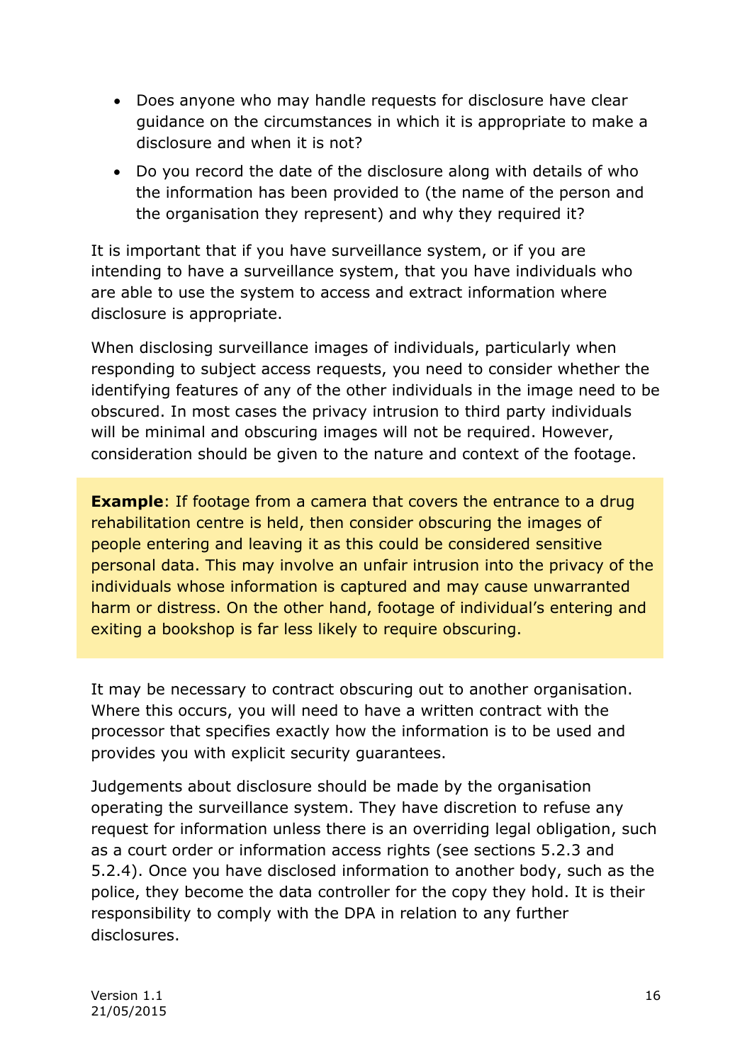- Does anyone who may handle requests for disclosure have clear guidance on the circumstances in which it is appropriate to make a disclosure and when it is not?
- Do you record the date of the disclosure along with details of who the information has been provided to (the name of the person and the organisation they represent) and why they required it?

It is important that if you have surveillance system, or if you are intending to have a surveillance system, that you have individuals who are able to use the system to access and extract information where disclosure is appropriate.

When disclosing surveillance images of individuals, particularly when responding to subject access requests, you need to consider whether the identifying features of any of the other individuals in the image need to be obscured. In most cases the privacy intrusion to third party individuals will be minimal and obscuring images will not be required. However, consideration should be given to the nature and context of the footage.

**Example**: If footage from a camera that covers the entrance to a drug rehabilitation centre is held, then consider obscuring the images of people entering and leaving it as this could be considered sensitive personal data. This may involve an unfair intrusion into the privacy of the individuals whose information is captured and may cause unwarranted harm or distress. On the other hand, footage of individual's entering and exiting a bookshop is far less likely to require obscuring.

It may be necessary to contract obscuring out to another organisation. Where this occurs, you will need to have a written contract with the processor that specifies exactly how the information is to be used and provides you with explicit security guarantees.

Judgements about disclosure should be made by the organisation operating the surveillance system. They have discretion to refuse any request for information unless there is an overriding legal obligation, such as a court order or information access rights (see sections 5.2.3 and 5.2.4). Once you have disclosed information to another body, such as the police, they become the data controller for the copy they hold. It is their responsibility to comply with the DPA in relation to any further disclosures.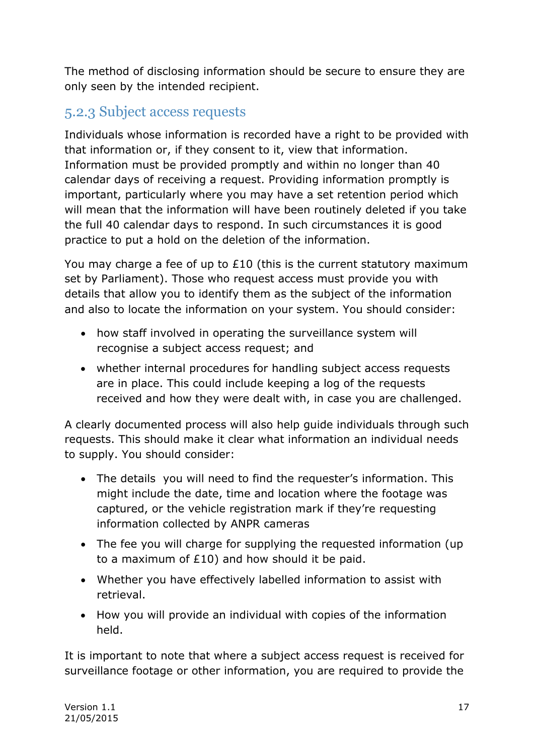The method of disclosing information should be secure to ensure they are only seen by the intended recipient.

### 5.2.3 Subject access requests

Individuals whose information is recorded have a right to be provided with that information or, if they consent to it, view that information. Information must be provided promptly and within no longer than 40 calendar days of receiving a request. Providing information promptly is important, particularly where you may have a set retention period which will mean that the information will have been routinely deleted if you take the full 40 calendar days to respond. In such circumstances it is good practice to put a hold on the deletion of the information.

You may charge a fee of up to £10 (this is the current statutory maximum set by Parliament). Those who request access must provide you with details that allow you to identify them as the subject of the information and also to locate the information on your system. You should consider:

- how staff involved in operating the surveillance system will recognise a subject access request; and
- whether internal procedures for handling subject access requests are in place. This could include keeping a log of the requests received and how they were dealt with, in case you are challenged.

A clearly documented process will also help guide individuals through such requests. This should make it clear what information an individual needs to supply. You should consider:

- The details you will need to find the requester's information. This might include the date, time and location where the footage was captured, or the vehicle registration mark if they're requesting information collected by ANPR cameras
- The fee you will charge for supplying the requested information (up to a maximum of £10) and how should it be paid.
- Whether you have effectively labelled information to assist with retrieval.
- How you will provide an individual with copies of the information held.

It is important to note that where a subject access request is received for surveillance footage or other information, you are required to provide the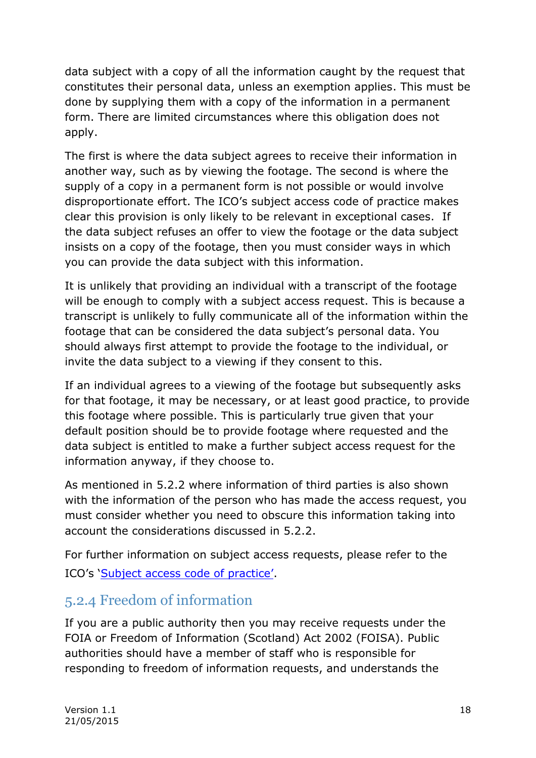data subject with a copy of all the information caught by the request that constitutes their personal data, unless an exemption applies. This must be done by supplying them with a copy of the information in a permanent form. There are limited circumstances where this obligation does not apply.

The first is where the data subject agrees to receive their information in another way, such as by viewing the footage. The second is where the supply of a copy in a permanent form is not possible or would involve disproportionate effort. The ICO's subject access code of practice makes clear this provision is only likely to be relevant in exceptional cases. If the data subject refuses an offer to view the footage or the data subject insists on a copy of the footage, then you must consider ways in which you can provide the data subject with this information.

It is unlikely that providing an individual with a transcript of the footage will be enough to comply with a subject access request. This is because a transcript is unlikely to fully communicate all of the information within the footage that can be considered the data subject's personal data. You should always first attempt to provide the footage to the individual, or invite the data subject to a viewing if they consent to this.

If an individual agrees to a viewing of the footage but subsequently asks for that footage, it may be necessary, or at least good practice, to provide this footage where possible. This is particularly true given that your default position should be to provide footage where requested and the data subject is entitled to make a further subject access request for the information anyway, if they choose to.

As mentioned in 5.2.2 where information of third parties is also shown with the information of the person who has made the access request, you must consider whether you need to obscure this information taking into account the considerations discussed in 5.2.2.

For further information on subject access requests, please refer to the ICO's 'Subject access code of practice'.

### 5.2.4 Freedom of information

If you are a public authority then you may receive requests under the FOIA or Freedom of Information (Scotland) Act 2002 (FOISA). Public authorities should have a member of staff who is responsible for responding to freedom of information requests, and understands the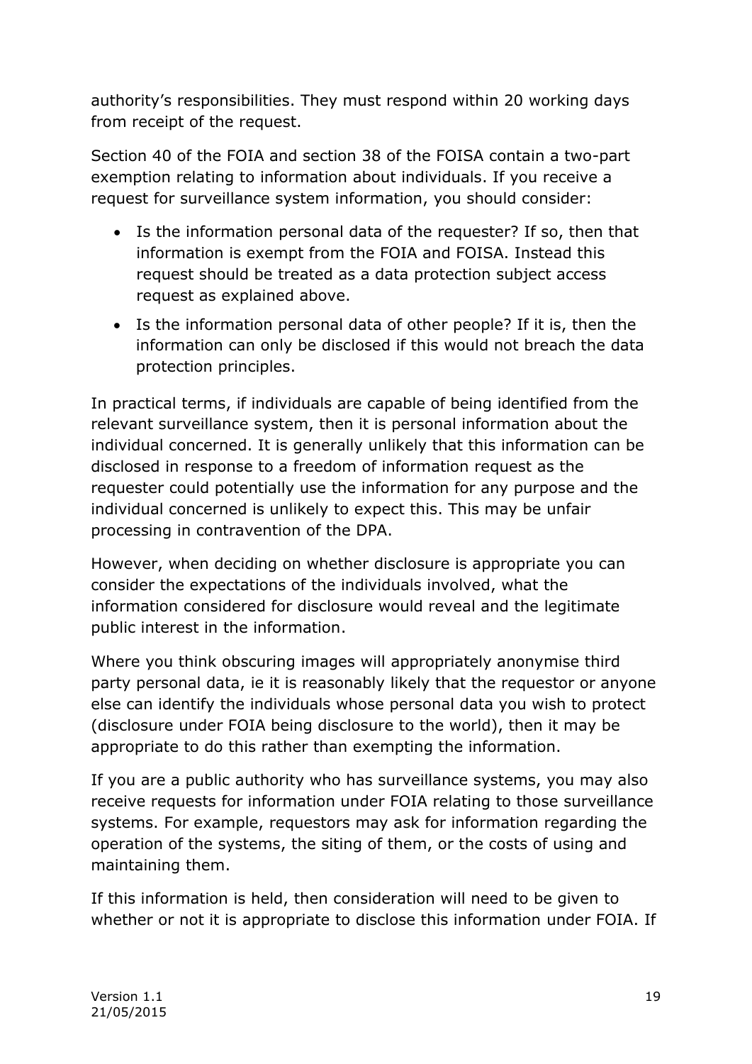authority's responsibilities. They must respond within 20 working days from receipt of the request.

Section 40 of the FOIA and section 38 of the FOISA contain a two-part exemption relating to information about individuals. If you receive a request for surveillance system information, you should consider:

- Is the information personal data of the requester? If so, then that information is exempt from the FOIA and FOISA. Instead this request should be treated as a data protection subject access request as explained above.
- Is the information personal data of other people? If it is, then the information can only be disclosed if this would not breach the data protection principles.

In practical terms, if individuals are capable of being identified from the relevant surveillance system, then it is personal information about the individual concerned. It is generally unlikely that this information can be disclosed in response to a freedom of information request as the requester could potentially use the information for any purpose and the individual concerned is unlikely to expect this. This may be unfair processing in contravention of the DPA.

However, when deciding on whether disclosure is appropriate you can consider the expectations of the individuals involved, what the information considered for disclosure would reveal and the legitimate public interest in the information.

Where you think obscuring images will appropriately anonymise third party personal data, ie it is reasonably likely that the requestor or anyone else can identify the individuals whose personal data you wish to protect (disclosure under FOIA being disclosure to the world), then it may be appropriate to do this rather than exempting the information.

If you are a public authority who has surveillance systems, you may also receive requests for information under FOIA relating to those surveillance systems. For example, requestors may ask for information regarding the operation of the systems, the siting of them, or the costs of using and maintaining them.

If this information is held, then consideration will need to be given to whether or not it is appropriate to disclose this information under FOIA. If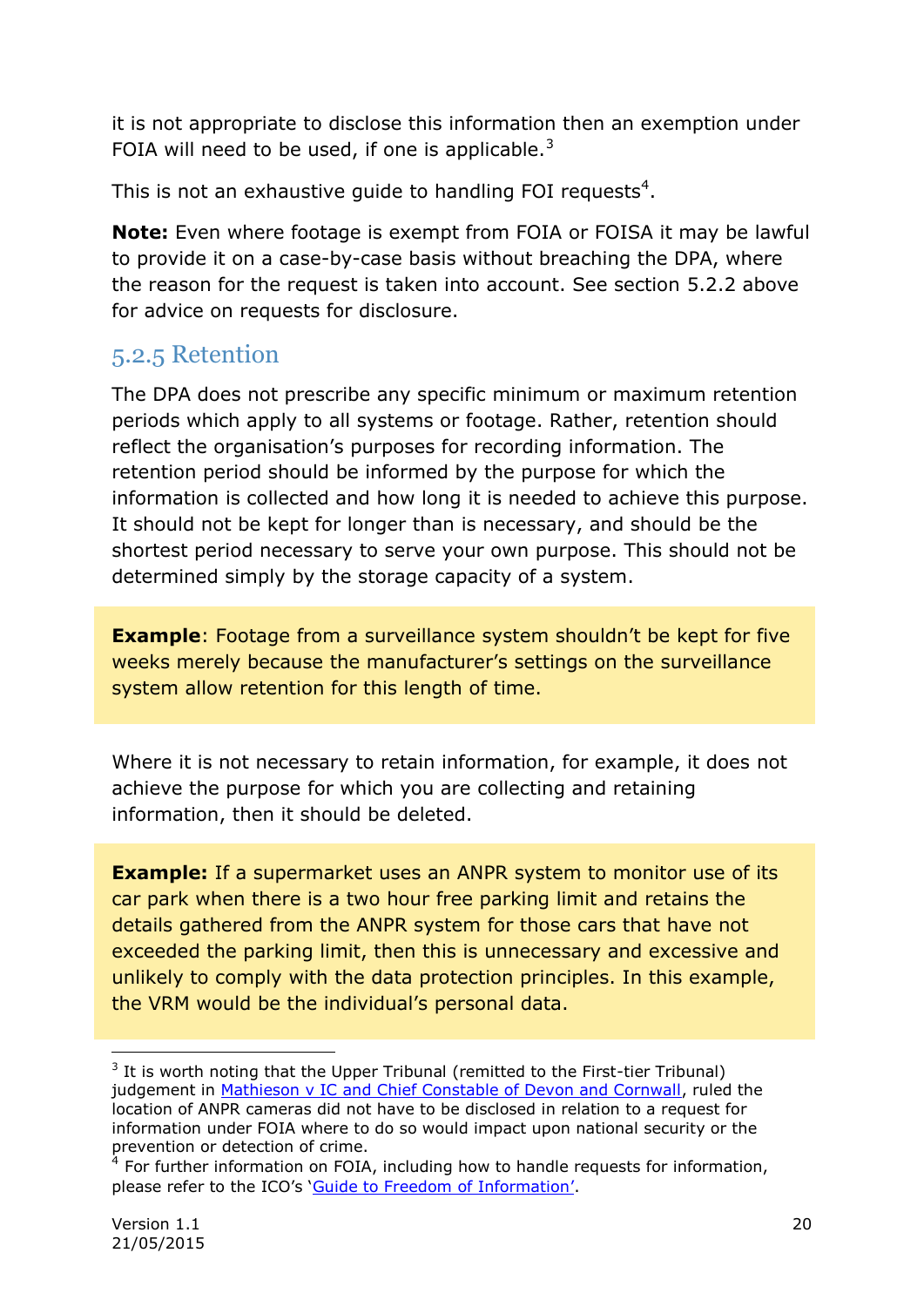it is not appropriate to disclose this information then an exemption under FOIA will need to be used, if one is applicable.[3]

This is not an exhaustive guide to handling FOI requests[4].

**Note:** Even where footage is exempt from FOIA or FOISA it may be lawful to provide it on a case-by-case basis without breaching the DPA, where the reason for the request is taken into account. See section 5.2.2 above for advice on requests for disclosure.

### 5.2.5 Retention

The DPA does not prescribe any specific minimum or maximum retention periods which apply to all systems or footage. Rather, retention should reflect the organisation's purposes for recording information. The retention period should be informed by the purpose for which the information is collected and how long it is needed to achieve this purpose. It should not be kept for longer than is necessary, and should be the shortest period necessary to serve your own purpose. This should not be determined simply by the storage capacity of a system.

> **Example**: Footage from a surveillance system shouldn't be kept for five weeks merely because the manufacturer's settings on the surveillance system allow retention for this length of time.

Where it is not necessary to retain information, for example, it does not achieve the purpose for which you are collecting and retaining information, then it should be deleted.

> **Example:** If a supermarket uses an ANPR system to monitor use of its car park when there is a two hour free parking limit and retains the details gathered from the ANPR system for those cars that have not exceeded the parking limit, then this is unnecessary and excessive and unlikely to comply with the data protection principles. In this example, the VRM would be the individual's personal data.

---

[3] It is worth noting that the Upper Tribunal (remitted to the First-tier Tribunal) judgement in Mathieson v IC and Chief Constable of Devon and Cornwall, ruled the location of ANPR cameras did not have to be disclosed in relation to a request for information under FOIA where to do so would impact upon national security or the prevention or detection of crime.

[4] For further information on FOIA, including how to handle requests for information, please refer to the ICO's 'Guide to Freedom of Information'.

Version 1.1
21/05/2015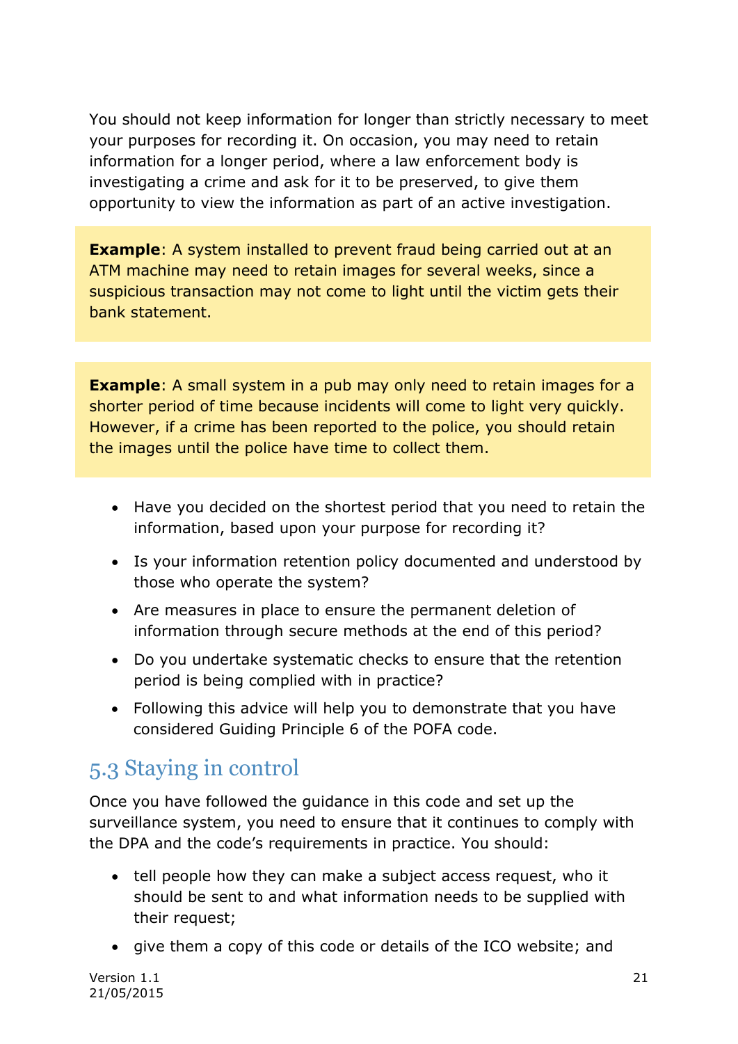You should not keep information for longer than strictly necessary to meet your purposes for recording it. On occasion, you may need to retain information for a longer period, where a law enforcement body is investigating a crime and ask for it to be preserved, to give them opportunity to view the information as part of an active investigation.

**Example**: A system installed to prevent fraud being carried out at an ATM machine may need to retain images for several weeks, since a suspicious transaction may not come to light until the victim gets their bank statement.

**Example**: A small system in a pub may only need to retain images for a shorter period of time because incidents will come to light very quickly. However, if a crime has been reported to the police, you should retain the images until the police have time to collect them.

- Have you decided on the shortest period that you need to retain the information, based upon your purpose for recording it?
- Is your information retention policy documented and understood by those who operate the system?
- Are measures in place to ensure the permanent deletion of information through secure methods at the end of this period?
- Do you undertake systematic checks to ensure that the retention period is being complied with in practice?
- Following this advice will help you to demonstrate that you have considered Guiding Principle 6 of the POFA code.

## 5.3 Staying in control

Once you have followed the guidance in this code and set up the surveillance system, you need to ensure that it continues to comply with the DPA and the code's requirements in practice. You should:

- tell people how they can make a subject access request, who it should be sent to and what information needs to be supplied with their request;
- give them a copy of this code or details of the ICO website; and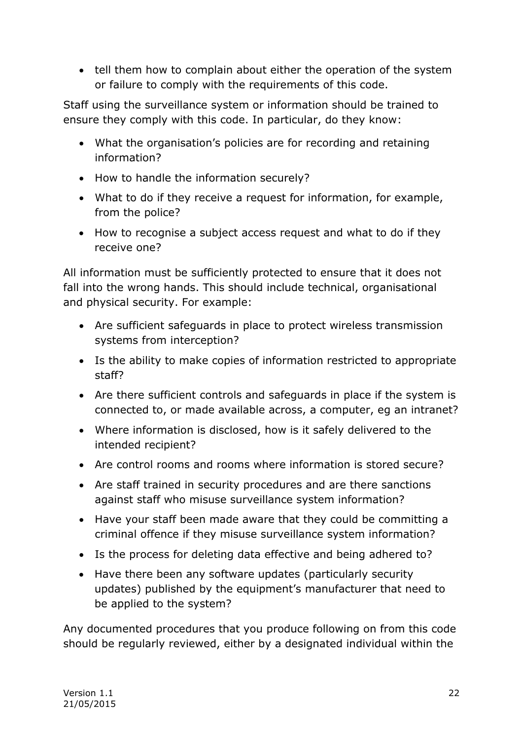- tell them how to complain about either the operation of the system or failure to comply with the requirements of this code.

Staff using the surveillance system or information should be trained to ensure they comply with this code. In particular, do they know:

- What the organisation's policies are for recording and retaining information?
- How to handle the information securely?
- What to do if they receive a request for information, for example, from the police?
- How to recognise a subject access request and what to do if they receive one?

All information must be sufficiently protected to ensure that it does not fall into the wrong hands. This should include technical, organisational and physical security. For example:

- Are sufficient safeguards in place to protect wireless transmission systems from interception?
- Is the ability to make copies of information restricted to appropriate staff?
- Are there sufficient controls and safeguards in place if the system is connected to, or made available across, a computer, eg an intranet?
- Where information is disclosed, how is it safely delivered to the intended recipient?
- Are control rooms and rooms where information is stored secure?
- Are staff trained in security procedures and are there sanctions against staff who misuse surveillance system information?
- Have your staff been made aware that they could be committing a criminal offence if they misuse surveillance system information?
- Is the process for deleting data effective and being adhered to?
- Have there been any software updates (particularly security updates) published by the equipment's manufacturer that need to be applied to the system?

Any documented procedures that you produce following on from this code should be regularly reviewed, either by a designated individual within the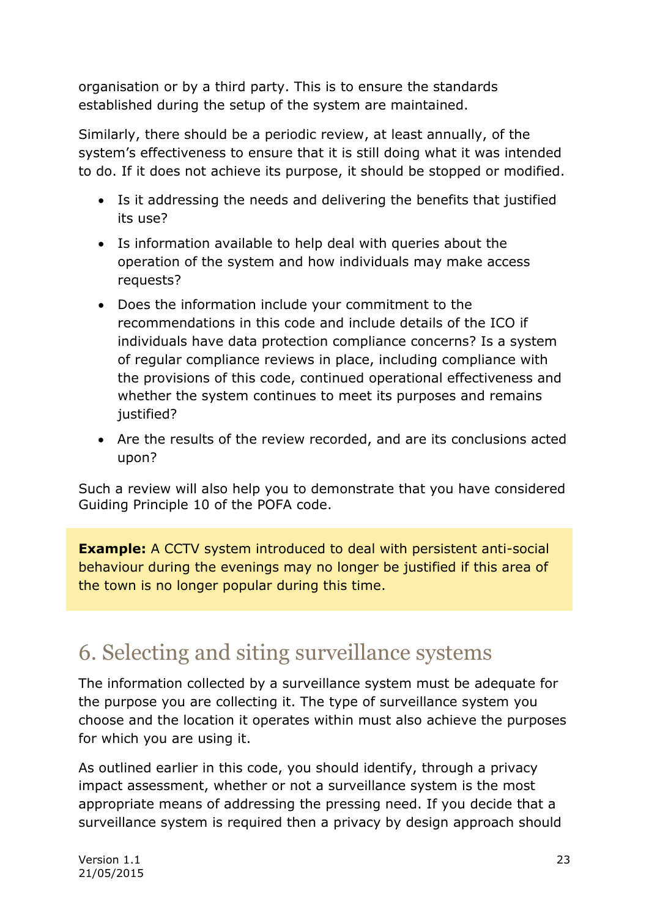organisation or by a third party. This is to ensure the standards established during the setup of the system are maintained.

Similarly, there should be a periodic review, at least annually, of the system's effectiveness to ensure that it is still doing what it was intended to do. If it does not achieve its purpose, it should be stopped or modified.

- Is it addressing the needs and delivering the benefits that justified its use?
- Is information available to help deal with queries about the operation of the system and how individuals may make access requests?
- Does the information include your commitment to the recommendations in this code and include details of the ICO if individuals have data protection compliance concerns? Is a system of regular compliance reviews in place, including compliance with the provisions of this code, continued operational effectiveness and whether the system continues to meet its purposes and remains justified?
- Are the results of the review recorded, and are its conclusions acted upon?

Such a review will also help you to demonstrate that you have considered Guiding Principle 10 of the POFA code.

**Example:** A CCTV system introduced to deal with persistent anti-social behaviour during the evenings may no longer be justified if this area of the town is no longer popular during this time.

# 6. Selecting and siting surveillance systems

The information collected by a surveillance system must be adequate for the purpose you are collecting it. The type of surveillance system you choose and the location it operates within must also achieve the purposes for which you are using it.

As outlined earlier in this code, you should identify, through a privacy impact assessment, whether or not a surveillance system is the most appropriate means of addressing the pressing need. If you decide that a surveillance system is required then a privacy by design approach should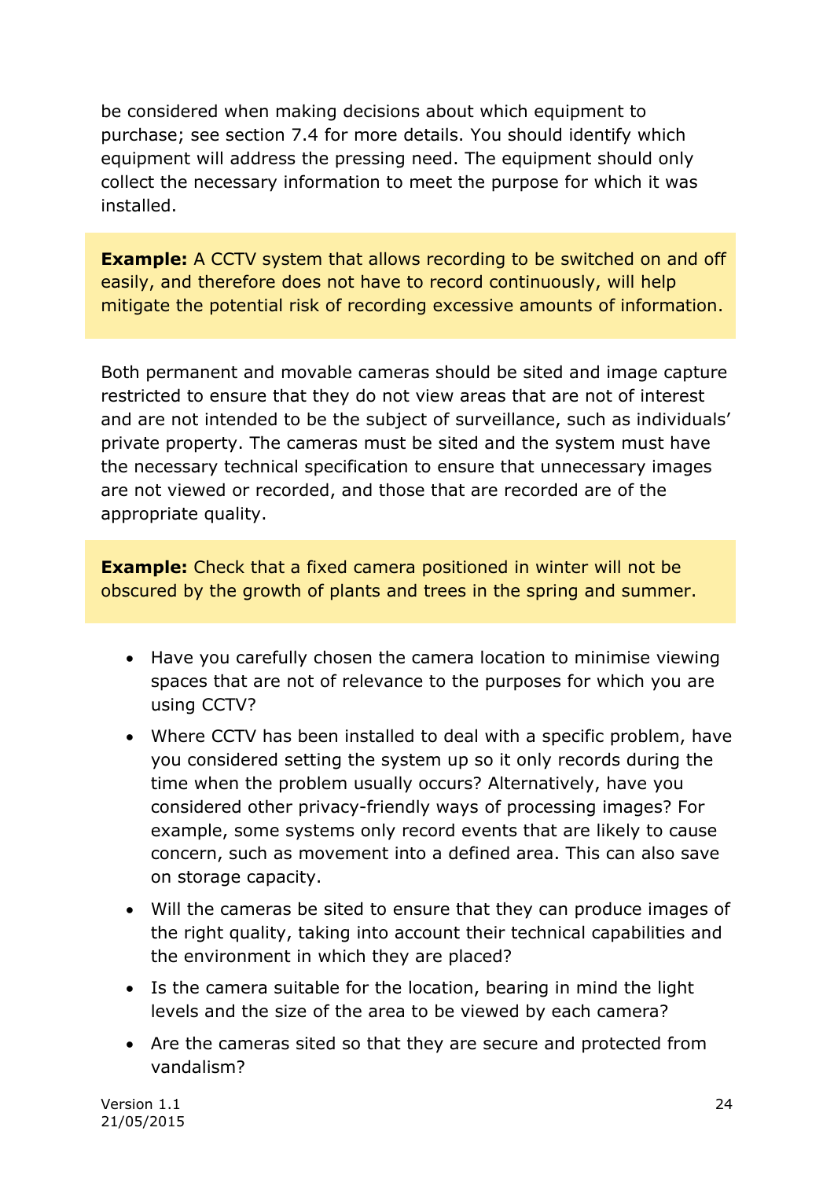be considered when making decisions about which equipment to purchase; see section 7.4 for more details. You should identify which equipment will address the pressing need. The equipment should only collect the necessary information to meet the purpose for which it was installed.

> **Example:** A CCTV system that allows recording to be switched on and off easily, and therefore does not have to record continuously, will help mitigate the potential risk of recording excessive amounts of information.

Both permanent and movable cameras should be sited and image capture restricted to ensure that they do not view areas that are not of interest and are not intended to be the subject of surveillance, such as individuals' private property. The cameras must be sited and the system must have the necessary technical specification to ensure that unnecessary images are not viewed or recorded, and those that are recorded are of the appropriate quality.

> **Example:** Check that a fixed camera positioned in winter will not be obscured by the growth of plants and trees in the spring and summer.

- Have you carefully chosen the camera location to minimise viewing spaces that are not of relevance to the purposes for which you are using CCTV?
- Where CCTV has been installed to deal with a specific problem, have you considered setting the system up so it only records during the time when the problem usually occurs? Alternatively, have you considered other privacy-friendly ways of processing images? For example, some systems only record events that are likely to cause concern, such as movement into a defined area. This can also save on storage capacity.
- Will the cameras be sited to ensure that they can produce images of the right quality, taking into account their technical capabilities and the environment in which they are placed?
- Is the camera suitable for the location, bearing in mind the light levels and the size of the area to be viewed by each camera?
- Are the cameras sited so that they are secure and protected from vandalism?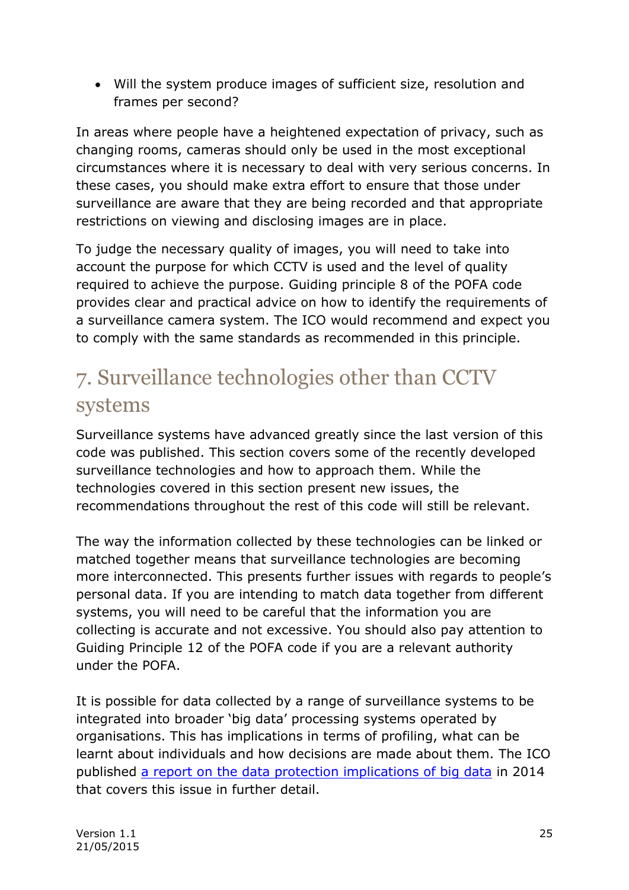- Will the system produce images of sufficient size, resolution and frames per second?

In areas where people have a heightened expectation of privacy, such as changing rooms, cameras should only be used in the most exceptional circumstances where it is necessary to deal with very serious concerns. In these cases, you should make extra effort to ensure that those under surveillance are aware that they are being recorded and that appropriate restrictions on viewing and disclosing images are in place.

To judge the necessary quality of images, you will need to take into account the purpose for which CCTV is used and the level of quality required to achieve the purpose. Guiding principle 8 of the POFA code provides clear and practical advice on how to identify the requirements of a surveillance camera system. The ICO would recommend and expect you to comply with the same standards as recommended in this principle.

## 7. Surveillance technologies other than CCTV systems

Surveillance systems have advanced greatly since the last version of this code was published. This section covers some of the recently developed surveillance technologies and how to approach them. While the technologies covered in this section present new issues, the recommendations throughout the rest of this code will still be relevant.

The way the information collected by these technologies can be linked or matched together means that surveillance technologies are becoming more interconnected. This presents further issues with regards to people's personal data. If you are intending to match data together from different systems, you will need to be careful that the information you are collecting is accurate and not excessive. You should also pay attention to Guiding Principle 12 of the POFA code if you are a relevant authority under the POFA.

It is possible for data collected by a range of surveillance systems to be integrated into broader 'big data' processing systems operated by organisations. This has implications in terms of profiling, what can be learnt about individuals and how decisions are made about them. The ICO published a report on the data protection implications of big data in 2014 that covers this issue in further detail.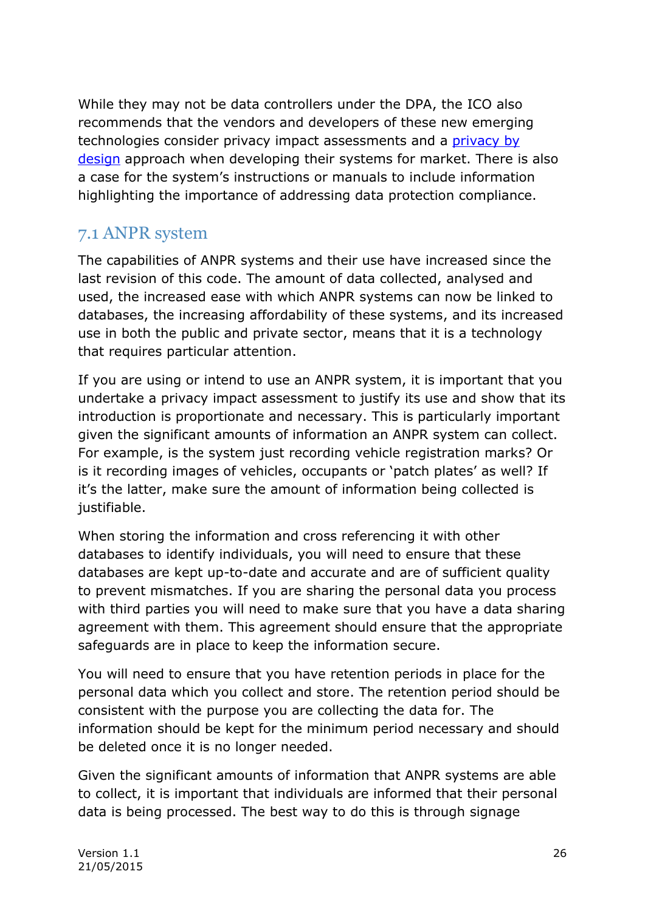While they may not be data controllers under the DPA, the ICO also recommends that the vendors and developers of these new emerging technologies consider privacy impact assessments and a privacy by design approach when developing their systems for market. There is also a case for the system's instructions or manuals to include information highlighting the importance of addressing data protection compliance.

## 7.1 ANPR system

The capabilities of ANPR systems and their use have increased since the last revision of this code. The amount of data collected, analysed and used, the increased ease with which ANPR systems can now be linked to databases, the increasing affordability of these systems, and its increased use in both the public and private sector, means that it is a technology that requires particular attention.

If you are using or intend to use an ANPR system, it is important that you undertake a privacy impact assessment to justify its use and show that its introduction is proportionate and necessary. This is particularly important given the significant amounts of information an ANPR system can collect. For example, is the system just recording vehicle registration marks? Or is it recording images of vehicles, occupants or 'patch plates' as well? If it's the latter, make sure the amount of information being collected is justifiable.

When storing the information and cross referencing it with other databases to identify individuals, you will need to ensure that these databases are kept up-to-date and accurate and are of sufficient quality to prevent mismatches. If you are sharing the personal data you process with third parties you will need to make sure that you have a data sharing agreement with them. This agreement should ensure that the appropriate safeguards are in place to keep the information secure.

You will need to ensure that you have retention periods in place for the personal data which you collect and store. The retention period should be consistent with the purpose you are collecting the data for. The information should be kept for the minimum period necessary and should be deleted once it is no longer needed.

Given the significant amounts of information that ANPR systems are able to collect, it is important that individuals are informed that their personal data is being processed. The best way to do this is through signage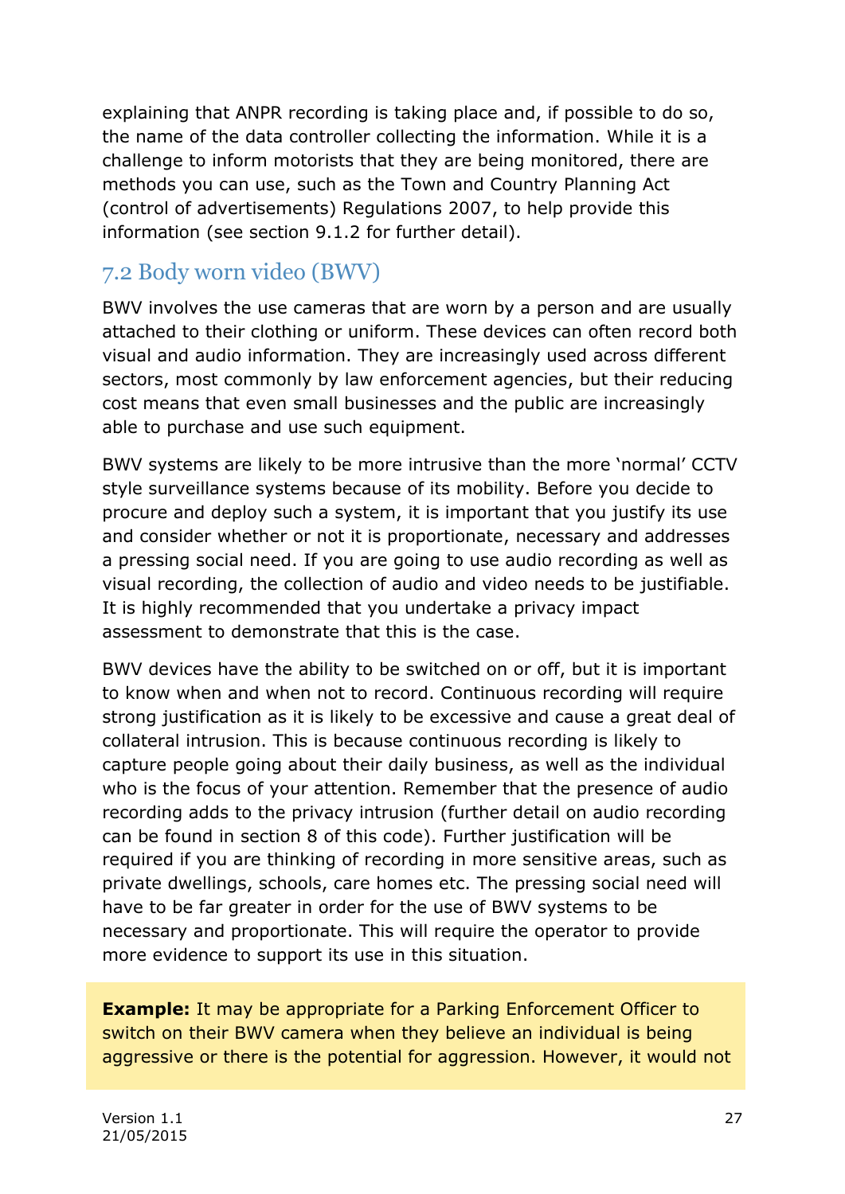explaining that ANPR recording is taking place and, if possible to do so, the name of the data controller collecting the information. While it is a challenge to inform motorists that they are being monitored, there are methods you can use, such as the Town and Country Planning Act (control of advertisements) Regulations 2007, to help provide this information (see section 9.1.2 for further detail).

## 7.2 Body worn video (BWV)

BWV involves the use cameras that are worn by a person and are usually attached to their clothing or uniform. These devices can often record both visual and audio information. They are increasingly used across different sectors, most commonly by law enforcement agencies, but their reducing cost means that even small businesses and the public are increasingly able to purchase and use such equipment.

BWV systems are likely to be more intrusive than the more 'normal' CCTV style surveillance systems because of its mobility. Before you decide to procure and deploy such a system, it is important that you justify its use and consider whether or not it is proportionate, necessary and addresses a pressing social need. If you are going to use audio recording as well as visual recording, the collection of audio and video needs to be justifiable. It is highly recommended that you undertake a privacy impact assessment to demonstrate that this is the case.

BWV devices have the ability to be switched on or off, but it is important to know when and when not to record. Continuous recording will require strong justification as it is likely to be excessive and cause a great deal of collateral intrusion. This is because continuous recording is likely to capture people going about their daily business, as well as the individual who is the focus of your attention. Remember that the presence of audio recording adds to the privacy intrusion (further detail on audio recording can be found in section 8 of this code). Further justification will be required if you are thinking of recording in more sensitive areas, such as private dwellings, schools, care homes etc. The pressing social need will have to be far greater in order for the use of BWV systems to be necessary and proportionate. This will require the operator to provide more evidence to support its use in this situation.

**Example:** It may be appropriate for a Parking Enforcement Officer to switch on their BWV camera when they believe an individual is being aggressive or there is the potential for aggression. However, it would not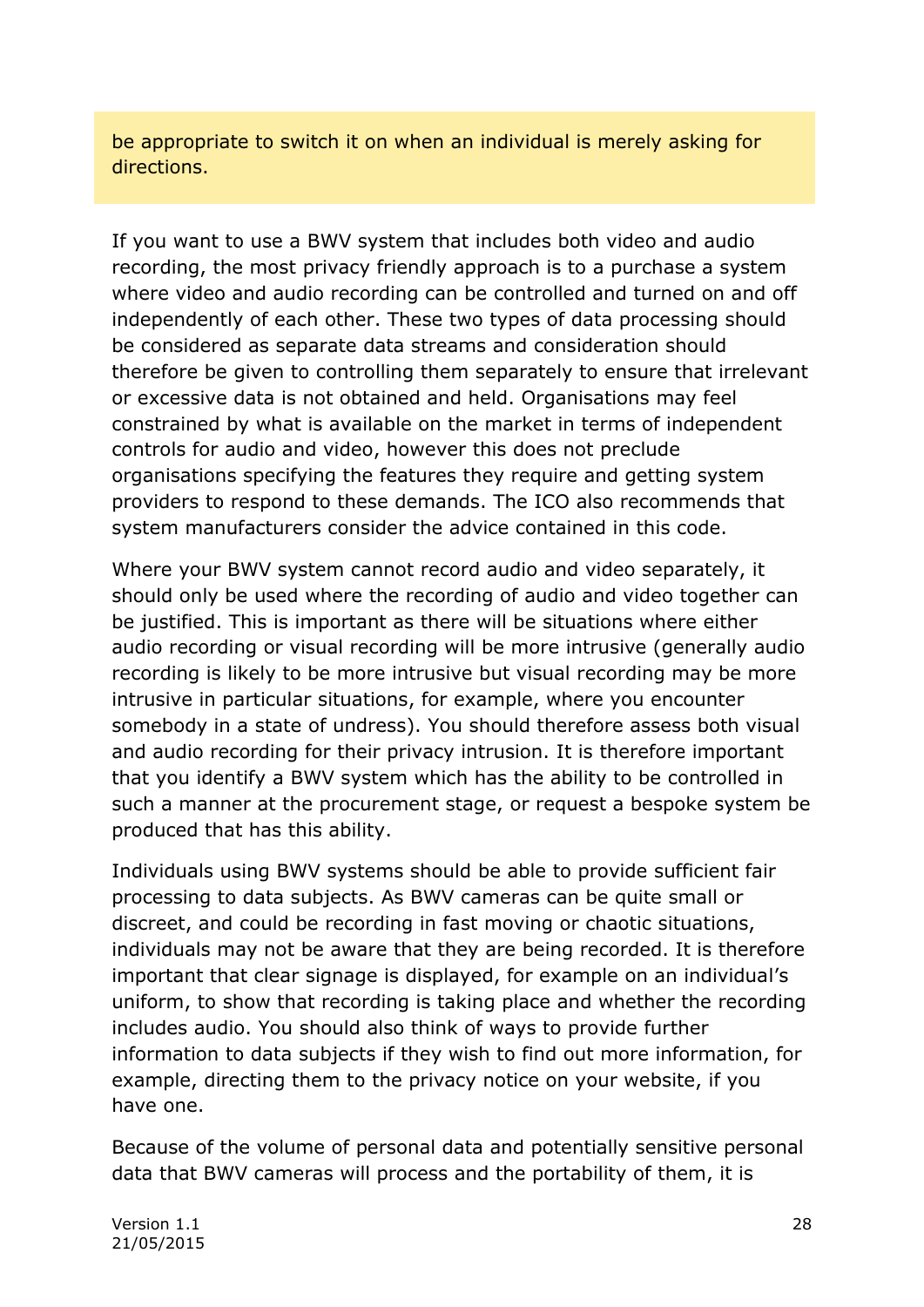be appropriate to switch it on when an individual is merely asking for directions.

If you want to use a BWV system that includes both video and audio recording, the most privacy friendly approach is to a purchase a system where video and audio recording can be controlled and turned on and off independently of each other. These two types of data processing should be considered as separate data streams and consideration should therefore be given to controlling them separately to ensure that irrelevant or excessive data is not obtained and held. Organisations may feel constrained by what is available on the market in terms of independent controls for audio and video, however this does not preclude organisations specifying the features they require and getting system providers to respond to these demands. The ICO also recommends that system manufacturers consider the advice contained in this code.

Where your BWV system cannot record audio and video separately, it should only be used where the recording of audio and video together can be justified. This is important as there will be situations where either audio recording or visual recording will be more intrusive (generally audio recording is likely to be more intrusive but visual recording may be more intrusive in particular situations, for example, where you encounter somebody in a state of undress). You should therefore assess both visual and audio recording for their privacy intrusion. It is therefore important that you identify a BWV system which has the ability to be controlled in such a manner at the procurement stage, or request a bespoke system be produced that has this ability.

Individuals using BWV systems should be able to provide sufficient fair processing to data subjects. As BWV cameras can be quite small or discreet, and could be recording in fast moving or chaotic situations, individuals may not be aware that they are being recorded. It is therefore important that clear signage is displayed, for example on an individual's uniform, to show that recording is taking place and whether the recording includes audio. You should also think of ways to provide further information to data subjects if they wish to find out more information, for example, directing them to the privacy notice on your website, if you have one.

Because of the volume of personal data and potentially sensitive personal data that BWV cameras will process and the portability of them, it is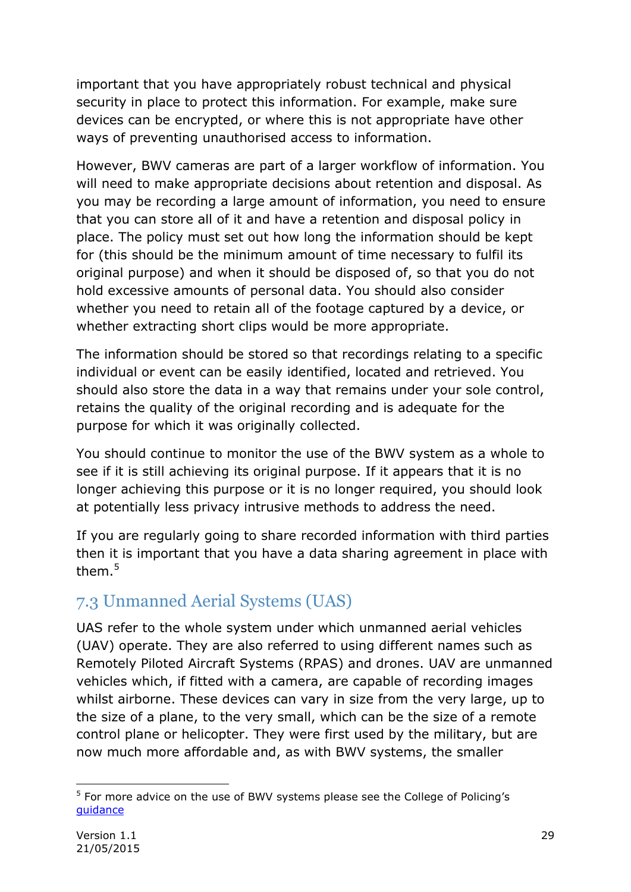important that you have appropriately robust technical and physical security in place to protect this information. For example, make sure devices can be encrypted, or where this is not appropriate have other ways of preventing unauthorised access to information.

However, BWV cameras are part of a larger workflow of information. You will need to make appropriate decisions about retention and disposal. As you may be recording a large amount of information, you need to ensure that you can store all of it and have a retention and disposal policy in place. The policy must set out how long the information should be kept for (this should be the minimum amount of time necessary to fulfil its original purpose) and when it should be disposed of, so that you do not hold excessive amounts of personal data. You should also consider whether you need to retain all of the footage captured by a device, or whether extracting short clips would be more appropriate.

The information should be stored so that recordings relating to a specific individual or event can be easily identified, located and retrieved. You should also store the data in a way that remains under your sole control, retains the quality of the original recording and is adequate for the purpose for which it was originally collected.

You should continue to monitor the use of the BWV system as a whole to see if it is still achieving its original purpose. If it appears that it is no longer achieving this purpose or it is no longer required, you should look at potentially less privacy intrusive methods to address the need.

If you are regularly going to share recorded information with third parties then it is important that you have a data sharing agreement in place with them.[5]

## 7.3 Unmanned Aerial Systems (UAS)

UAS refer to the whole system under which unmanned aerial vehicles (UAV) operate. They are also referred to using different names such as Remotely Piloted Aircraft Systems (RPAS) and drones. UAV are unmanned vehicles which, if fitted with a camera, are capable of recording images whilst airborne. These devices can vary in size from the very large, up to the size of a plane, to the very small, which can be the size of a remote control plane or helicopter. They were first used by the military, but are now much more affordable and, as with BWV systems, the smaller

[5] For more advice on the use of BWV systems please see the College of Policing's guidance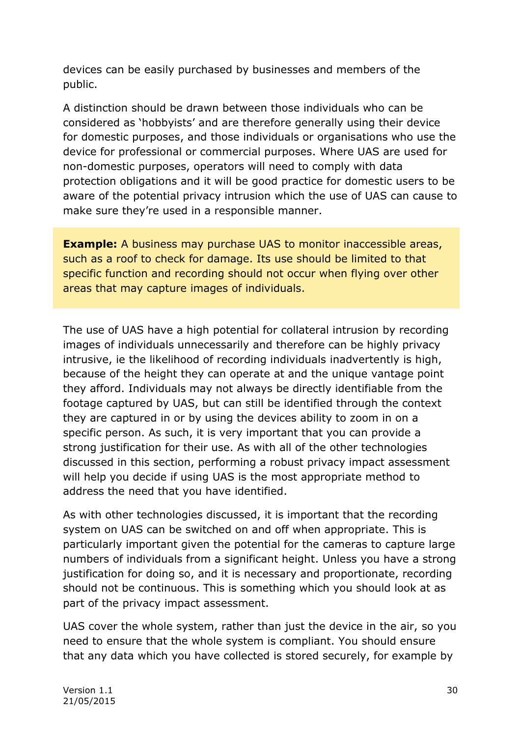devices can be easily purchased by businesses and members of the public.

A distinction should be drawn between those individuals who can be considered as 'hobbyists' and are therefore generally using their device for domestic purposes, and those individuals or organisations who use the device for professional or commercial purposes. Where UAS are used for non-domestic purposes, operators will need to comply with data protection obligations and it will be good practice for domestic users to be aware of the potential privacy intrusion which the use of UAS can cause to make sure they're used in a responsible manner.

> **Example:** A business may purchase UAS to monitor inaccessible areas, such as a roof to check for damage. Its use should be limited to that specific function and recording should not occur when flying over other areas that may capture images of individuals.

The use of UAS have a high potential for collateral intrusion by recording images of individuals unnecessarily and therefore can be highly privacy intrusive, ie the likelihood of recording individuals inadvertently is high, because of the height they can operate at and the unique vantage point they afford. Individuals may not always be directly identifiable from the footage captured by UAS, but can still be identified through the context they are captured in or by using the devices ability to zoom in on a specific person. As such, it is very important that you can provide a strong justification for their use. As with all of the other technologies discussed in this section, performing a robust privacy impact assessment will help you decide if using UAS is the most appropriate method to address the need that you have identified.

As with other technologies discussed, it is important that the recording system on UAS can be switched on and off when appropriate. This is particularly important given the potential for the cameras to capture large numbers of individuals from a significant height. Unless you have a strong justification for doing so, and it is necessary and proportionate, recording should not be continuous. This is something which you should look at as part of the privacy impact assessment.

UAS cover the whole system, rather than just the device in the air, so you need to ensure that the whole system is compliant. You should ensure that any data which you have collected is stored securely, for example by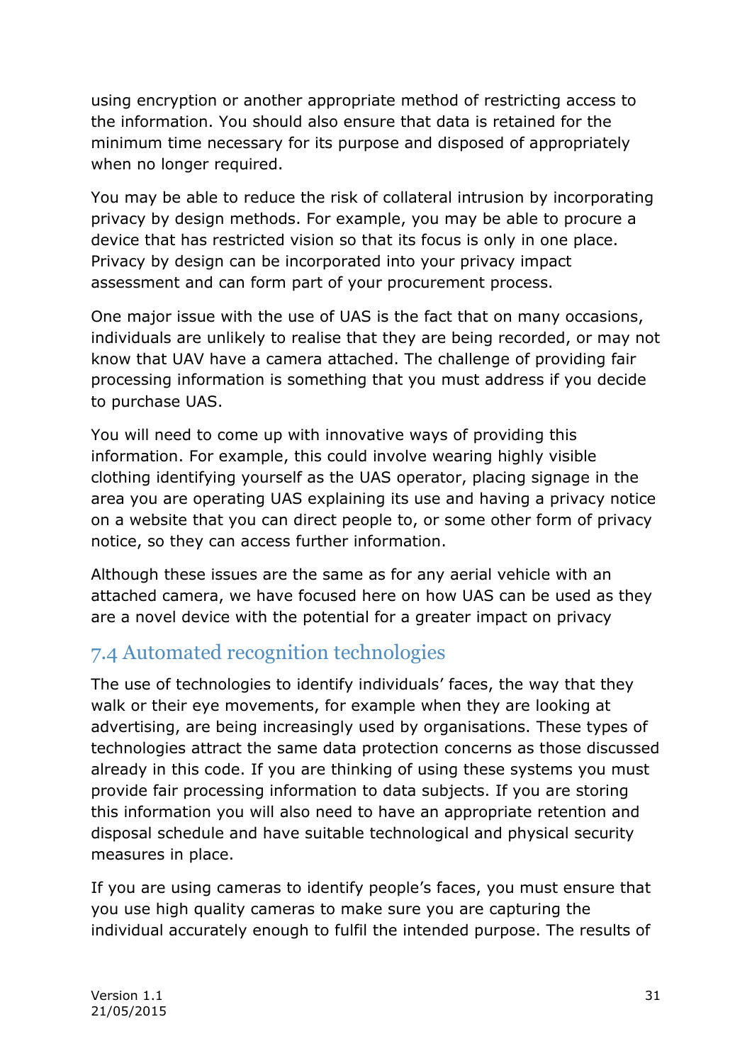using encryption or another appropriate method of restricting access to the information. You should also ensure that data is retained for the minimum time necessary for its purpose and disposed of appropriately when no longer required.

You may be able to reduce the risk of collateral intrusion by incorporating privacy by design methods. For example, you may be able to procure a device that has restricted vision so that its focus is only in one place. Privacy by design can be incorporated into your privacy impact assessment and can form part of your procurement process.

One major issue with the use of UAS is the fact that on many occasions, individuals are unlikely to realise that they are being recorded, or may not know that UAV have a camera attached. The challenge of providing fair processing information is something that you must address if you decide to purchase UAS.

You will need to come up with innovative ways of providing this information. For example, this could involve wearing highly visible clothing identifying yourself as the UAS operator, placing signage in the area you are operating UAS explaining its use and having a privacy notice on a website that you can direct people to, or some other form of privacy notice, so they can access further information.

Although these issues are the same as for any aerial vehicle with an attached camera, we have focused here on how UAS can be used as they are a novel device with the potential for a greater impact on privacy

## 7.4 Automated recognition technologies

The use of technologies to identify individuals' faces, the way that they walk or their eye movements, for example when they are looking at advertising, are being increasingly used by organisations. These types of technologies attract the same data protection concerns as those discussed already in this code. If you are thinking of using these systems you must provide fair processing information to data subjects. If you are storing this information you will also need to have an appropriate retention and disposal schedule and have suitable technological and physical security measures in place.

If you are using cameras to identify people's faces, you must ensure that you use high quality cameras to make sure you are capturing the individual accurately enough to fulfil the intended purpose. The results of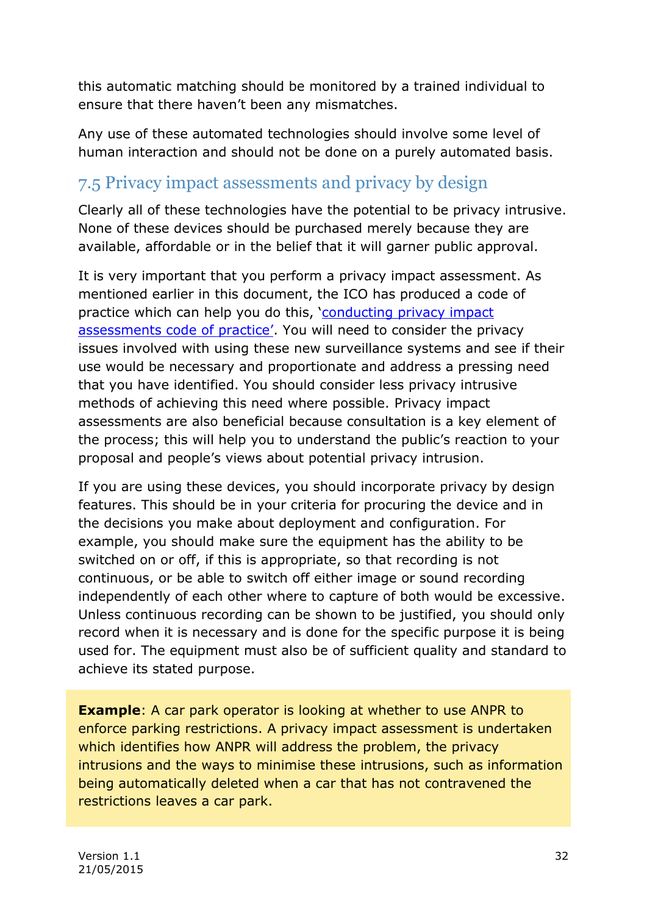this automatic matching should be monitored by a trained individual to ensure that there haven't been any mismatches.

Any use of these automated technologies should involve some level of human interaction and should not be done on a purely automated basis.

## 7.5 Privacy impact assessments and privacy by design

Clearly all of these technologies have the potential to be privacy intrusive. None of these devices should be purchased merely because they are available, affordable or in the belief that it will garner public approval.

It is very important that you perform a privacy impact assessment. As mentioned earlier in this document, the ICO has produced a code of practice which can help you do this, '[conducting privacy impact assessments code of practice]'. You will need to consider the privacy issues involved with using these new surveillance systems and see if their use would be necessary and proportionate and address a pressing need that you have identified. You should consider less privacy intrusive methods of achieving this need where possible. Privacy impact assessments are also beneficial because consultation is a key element of the process; this will help you to understand the public's reaction to your proposal and people's views about potential privacy intrusion.

If you are using these devices, you should incorporate privacy by design features. This should be in your criteria for procuring the device and in the decisions you make about deployment and configuration. For example, you should make sure the equipment has the ability to be switched on or off, if this is appropriate, so that recording is not continuous, or be able to switch off either image or sound recording independently of each other where to capture of both would be excessive. Unless continuous recording can be shown to be justified, you should only record when it is necessary and is done for the specific purpose it is being used for. The equipment must also be of sufficient quality and standard to achieve its stated purpose.

> **Example**: A car park operator is looking at whether to use ANPR to enforce parking restrictions. A privacy impact assessment is undertaken which identifies how ANPR will address the problem, the privacy intrusions and the ways to minimise these intrusions, such as information being automatically deleted when a car that has not contravened the restrictions leaves a car park.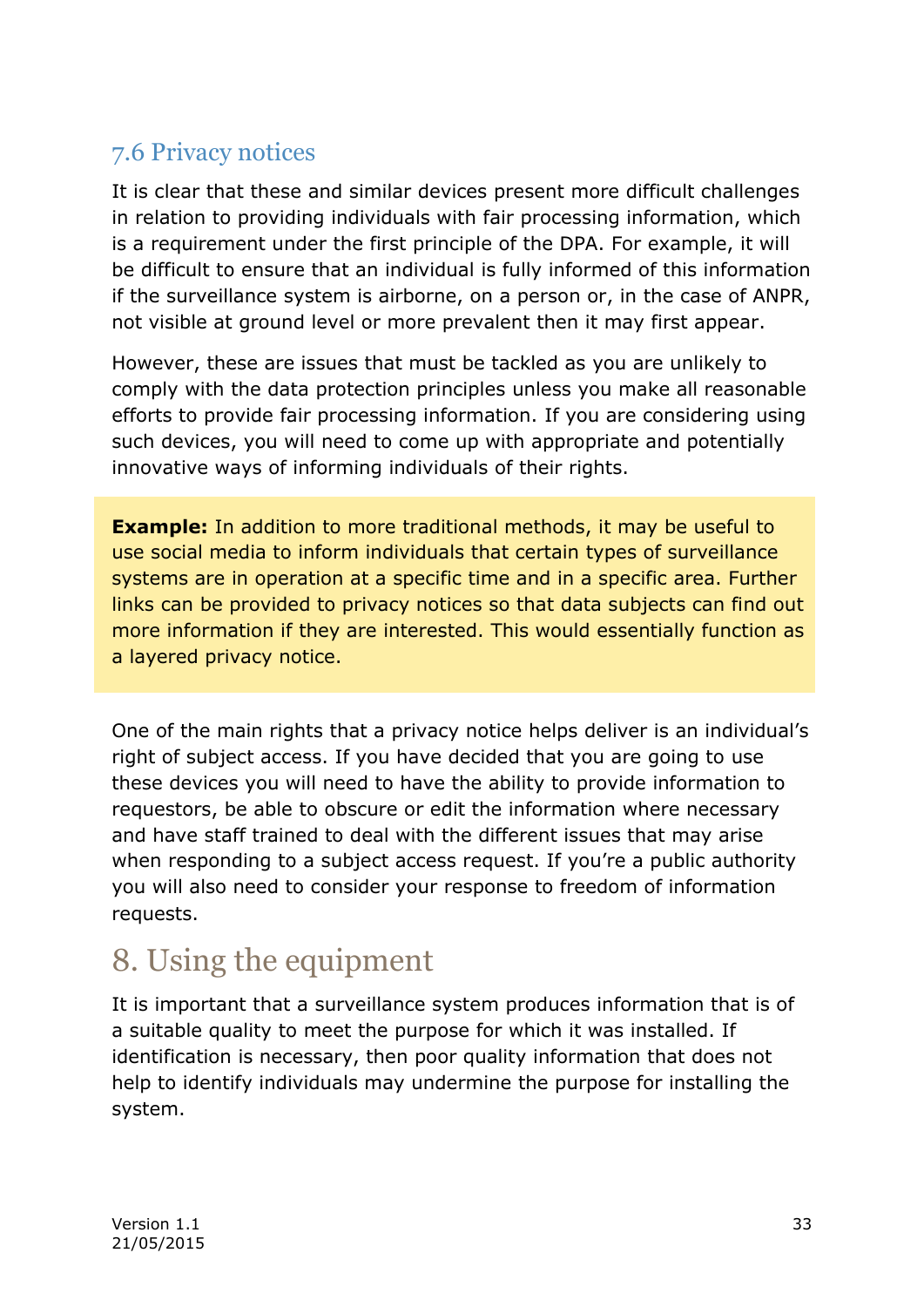### 7.6 Privacy notices

It is clear that these and similar devices present more difficult challenges in relation to providing individuals with fair processing information, which is a requirement under the first principle of the DPA. For example, it will be difficult to ensure that an individual is fully informed of this information if the surveillance system is airborne, on a person or, in the case of ANPR, not visible at ground level or more prevalent then it may first appear.

However, these are issues that must be tackled as you are unlikely to comply with the data protection principles unless you make all reasonable efforts to provide fair processing information. If you are considering using such devices, you will need to come up with appropriate and potentially innovative ways of informing individuals of their rights.

> **Example:** In addition to more traditional methods, it may be useful to use social media to inform individuals that certain types of surveillance systems are in operation at a specific time and in a specific area. Further links can be provided to privacy notices so that data subjects can find out more information if they are interested. This would essentially function as a layered privacy notice.

One of the main rights that a privacy notice helps deliver is an individual's right of subject access. If you have decided that you are going to use these devices you will need to have the ability to provide information to requestors, be able to obscure or edit the information where necessary and have staff trained to deal with the different issues that may arise when responding to a subject access request. If you're a public authority you will also need to consider your response to freedom of information requests.

## 8. Using the equipment

It is important that a surveillance system produces information that is of a suitable quality to meet the purpose for which it was installed. If identification is necessary, then poor quality information that does not help to identify individuals may undermine the purpose for installing the system.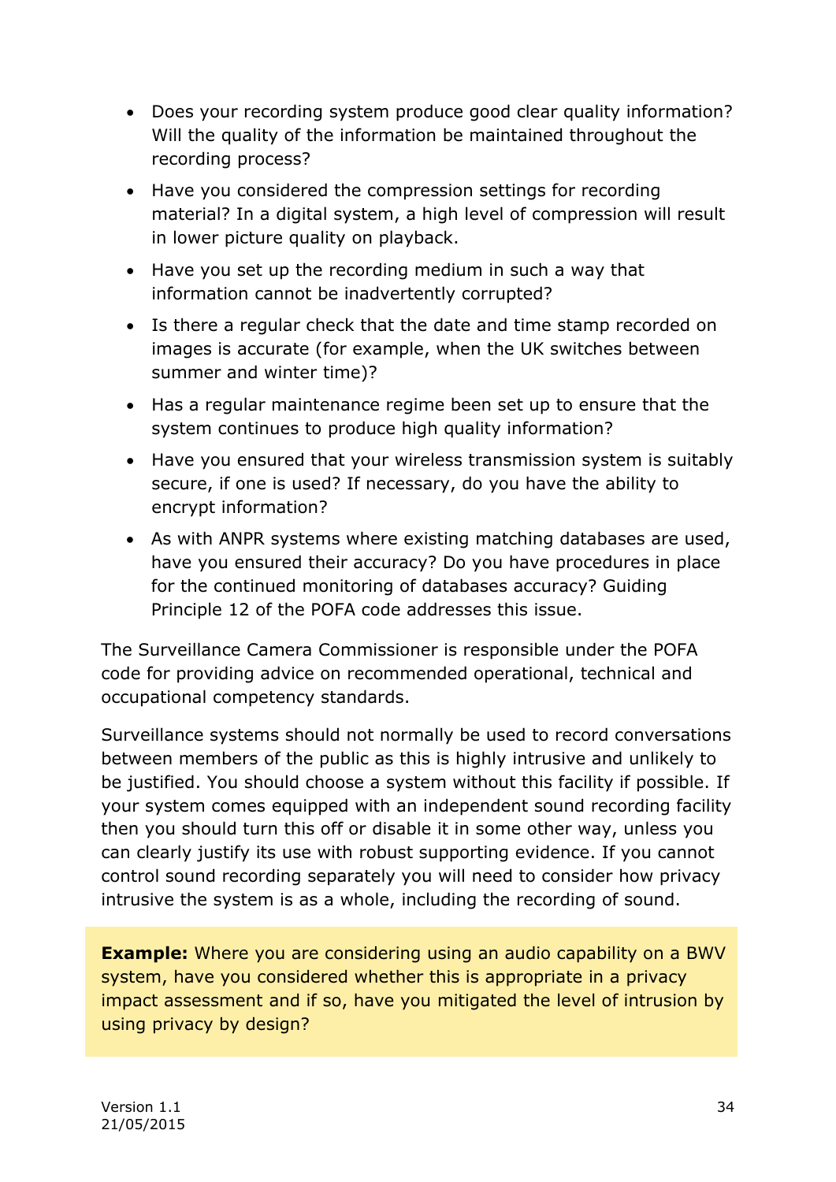- Does your recording system produce good clear quality information? Will the quality of the information be maintained throughout the recording process?
- Have you considered the compression settings for recording material? In a digital system, a high level of compression will result in lower picture quality on playback.
- Have you set up the recording medium in such a way that information cannot be inadvertently corrupted?
- Is there a regular check that the date and time stamp recorded on images is accurate (for example, when the UK switches between summer and winter time)?
- Has a regular maintenance regime been set up to ensure that the system continues to produce high quality information?
- Have you ensured that your wireless transmission system is suitably secure, if one is used? If necessary, do you have the ability to encrypt information?
- As with ANPR systems where existing matching databases are used, have you ensured their accuracy? Do you have procedures in place for the continued monitoring of databases accuracy? Guiding Principle 12 of the POFA code addresses this issue.

The Surveillance Camera Commissioner is responsible under the POFA code for providing advice on recommended operational, technical and occupational competency standards.

Surveillance systems should not normally be used to record conversations between members of the public as this is highly intrusive and unlikely to be justified. You should choose a system without this facility if possible. If your system comes equipped with an independent sound recording facility then you should turn this off or disable it in some other way, unless you can clearly justify its use with robust supporting evidence. If you cannot control sound recording separately you will need to consider how privacy intrusive the system is as a whole, including the recording of sound.

**Example:** Where you are considering using an audio capability on a BWV system, have you considered whether this is appropriate in a privacy impact assessment and if so, have you mitigated the level of intrusion by using privacy by design?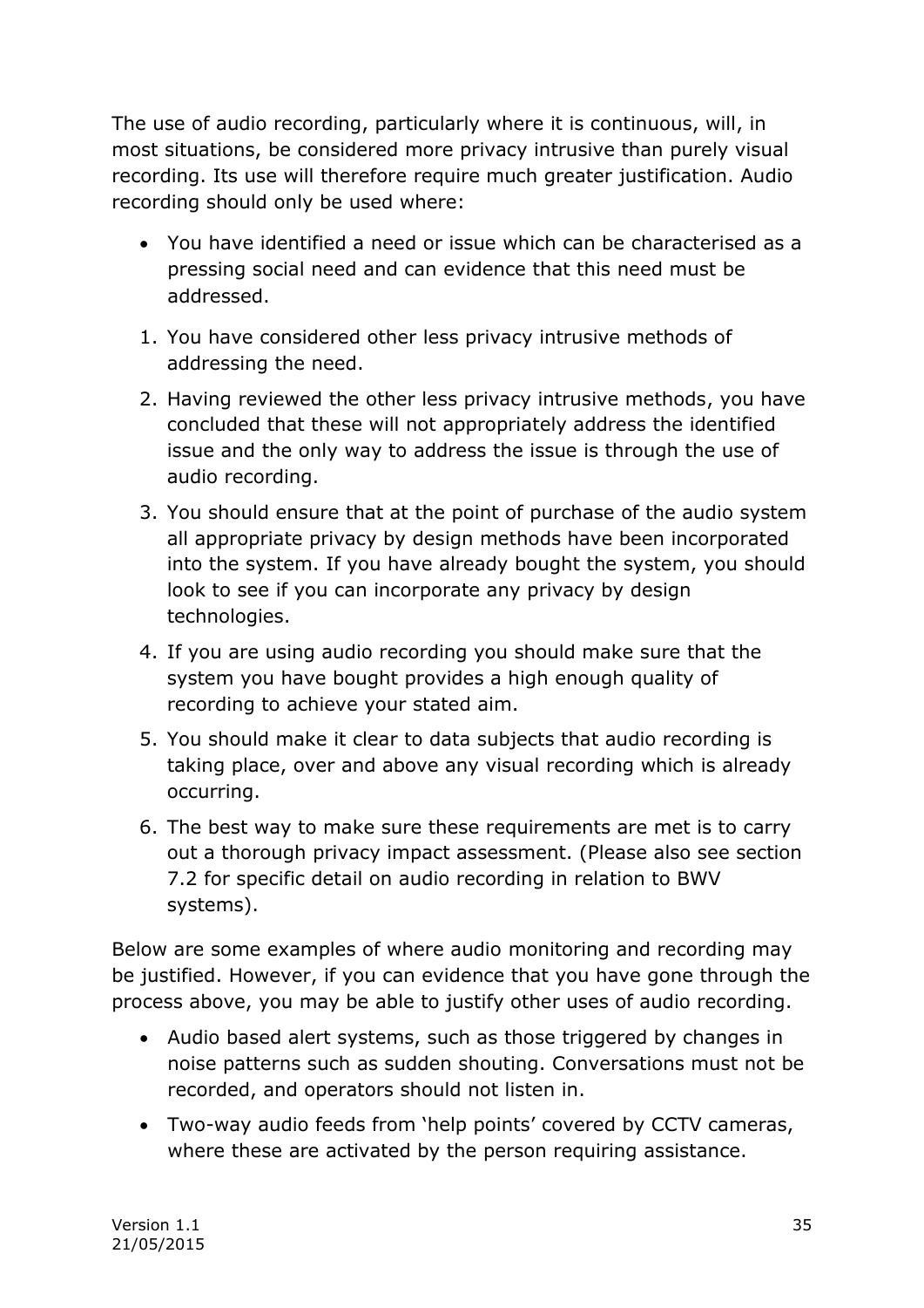The use of audio recording, particularly where it is continuous, will, in most situations, be considered more privacy intrusive than purely visual recording. Its use will therefore require much greater justification. Audio recording should only be used where:

- You have identified a need or issue which can be characterised as a pressing social need and can evidence that this need must be addressed.

1. You have considered other less privacy intrusive methods of addressing the need.
2. Having reviewed the other less privacy intrusive methods, you have concluded that these will not appropriately address the identified issue and the only way to address the issue is through the use of audio recording.
3. You should ensure that at the point of purchase of the audio system all appropriate privacy by design methods have been incorporated into the system. If you have already bought the system, you should look to see if you can incorporate any privacy by design technologies.
4. If you are using audio recording you should make sure that the system you have bought provides a high enough quality of recording to achieve your stated aim.
5. You should make it clear to data subjects that audio recording is taking place, over and above any visual recording which is already occurring.
6. The best way to make sure these requirements are met is to carry out a thorough privacy impact assessment. (Please also see section 7.2 for specific detail on audio recording in relation to BWV systems).

Below are some examples of where audio monitoring and recording may be justified. However, if you can evidence that you have gone through the process above, you may be able to justify other uses of audio recording.

- Audio based alert systems, such as those triggered by changes in noise patterns such as sudden shouting. Conversations must not be recorded, and operators should not listen in.
- Two-way audio feeds from 'help points' covered by CCTV cameras, where these are activated by the person requiring assistance.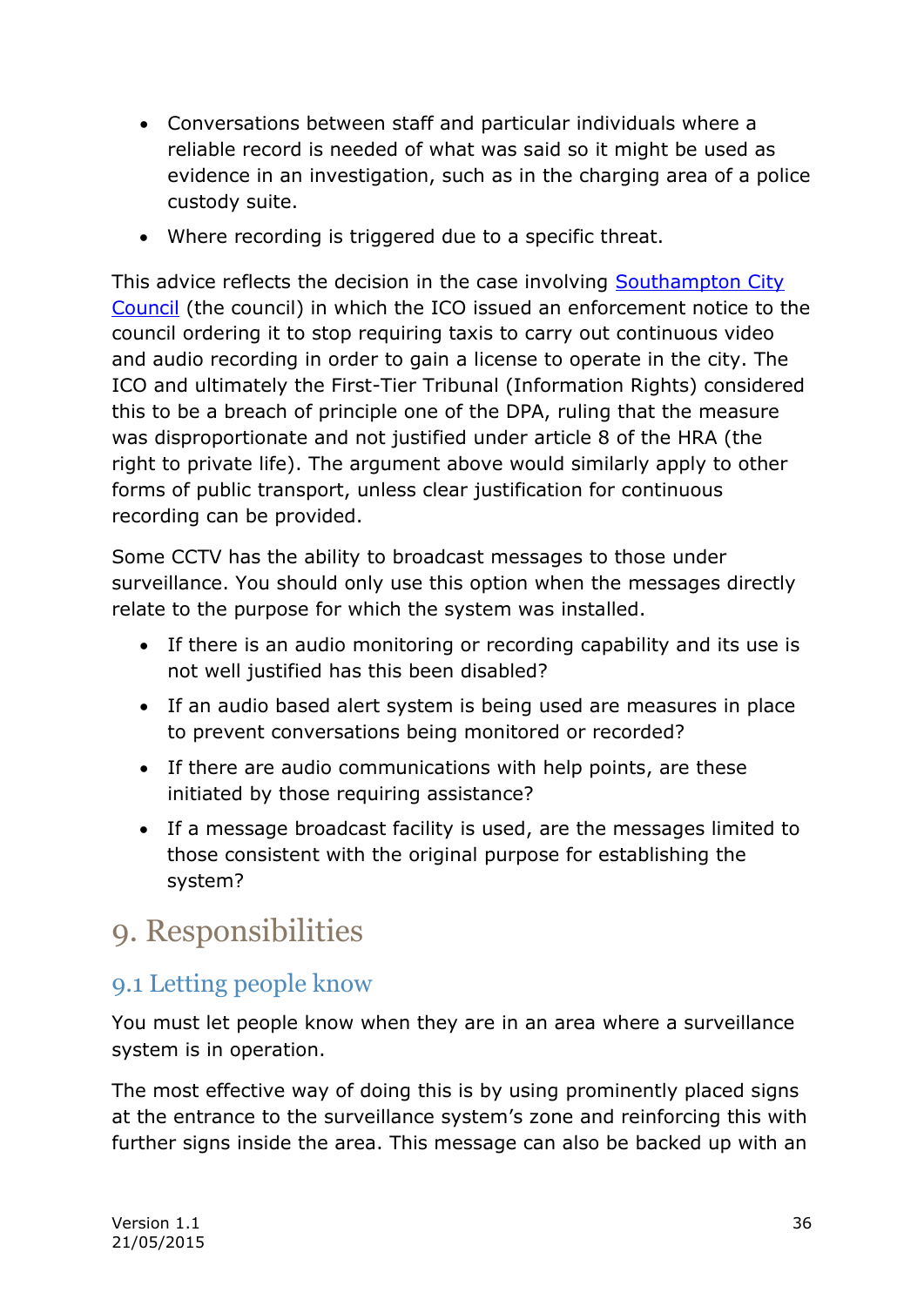- Conversations between staff and particular individuals where a reliable record is needed of what was said so it might be used as evidence in an investigation, such as in the charging area of a police custody suite.
- Where recording is triggered due to a specific threat.

This advice reflects the decision in the case involving [Southampton City Council](Southampton City Council) (the council) in which the ICO issued an enforcement notice to the council ordering it to stop requiring taxis to carry out continuous video and audio recording in order to gain a license to operate in the city. The ICO and ultimately the First-Tier Tribunal (Information Rights) considered this to be a breach of principle one of the DPA, ruling that the measure was disproportionate and not justified under article 8 of the HRA (the right to private life). The argument above would similarly apply to other forms of public transport, unless clear justification for continuous recording can be provided.

Some CCTV has the ability to broadcast messages to those under surveillance. You should only use this option when the messages directly relate to the purpose for which the system was installed.

- If there is an audio monitoring or recording capability and its use is not well justified has this been disabled?
- If an audio based alert system is being used are measures in place to prevent conversations being monitored or recorded?
- If there are audio communications with help points, are these initiated by those requiring assistance?
- If a message broadcast facility is used, are the messages limited to those consistent with the original purpose for establishing the system?

# 9. Responsibilities

## 9.1 Letting people know

You must let people know when they are in an area where a surveillance system is in operation.

The most effective way of doing this is by using prominently placed signs at the entrance to the surveillance system's zone and reinforcing this with further signs inside the area. This message can also be backed up with an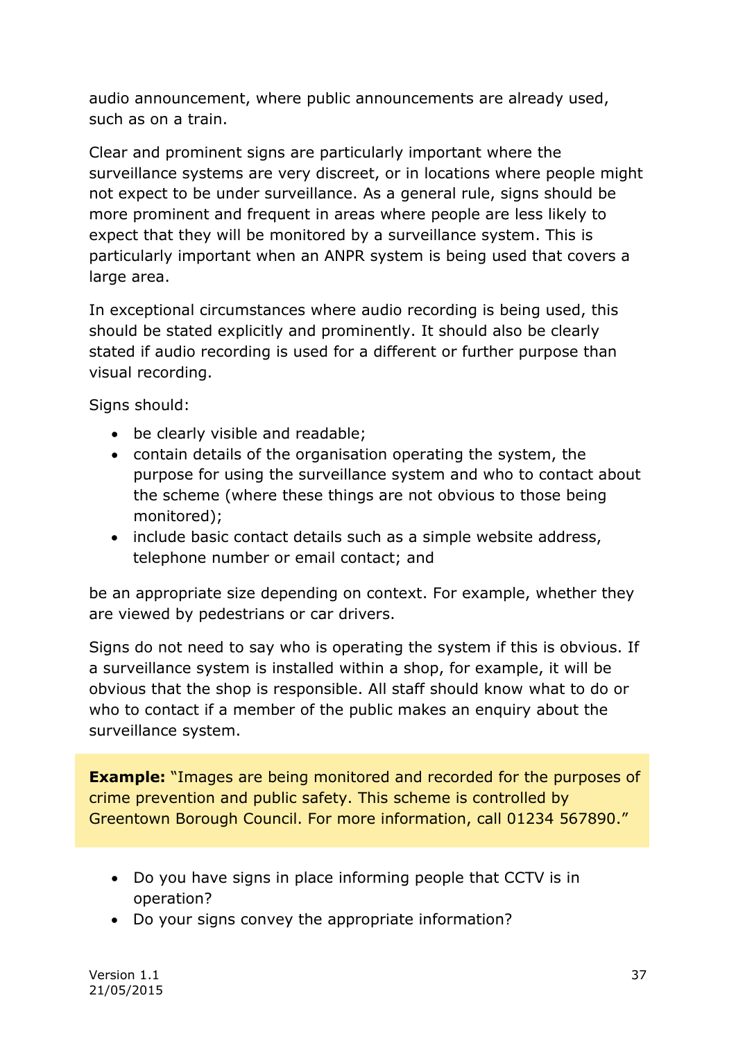audio announcement, where public announcements are already used, such as on a train.

Clear and prominent signs are particularly important where the surveillance systems are very discreet, or in locations where people might not expect to be under surveillance. As a general rule, signs should be more prominent and frequent in areas where people are less likely to expect that they will be monitored by a surveillance system. This is particularly important when an ANPR system is being used that covers a large area.

In exceptional circumstances where audio recording is being used, this should be stated explicitly and prominently. It should also be clearly stated if audio recording is used for a different or further purpose than visual recording.

Signs should:

- be clearly visible and readable;
- contain details of the organisation operating the system, the purpose for using the surveillance system and who to contact about the scheme (where these things are not obvious to those being monitored);
- include basic contact details such as a simple website address, telephone number or email contact; and

be an appropriate size depending on context. For example, whether they are viewed by pedestrians or car drivers.

Signs do not need to say who is operating the system if this is obvious. If a surveillance system is installed within a shop, for example, it will be obvious that the shop is responsible. All staff should know what to do or who to contact if a member of the public makes an enquiry about the surveillance system.

**Example:** "Images are being monitored and recorded for the purposes of crime prevention and public safety. This scheme is controlled by Greentown Borough Council. For more information, call 01234 567890."

- Do you have signs in place informing people that CCTV is in operation?
- Do your signs convey the appropriate information?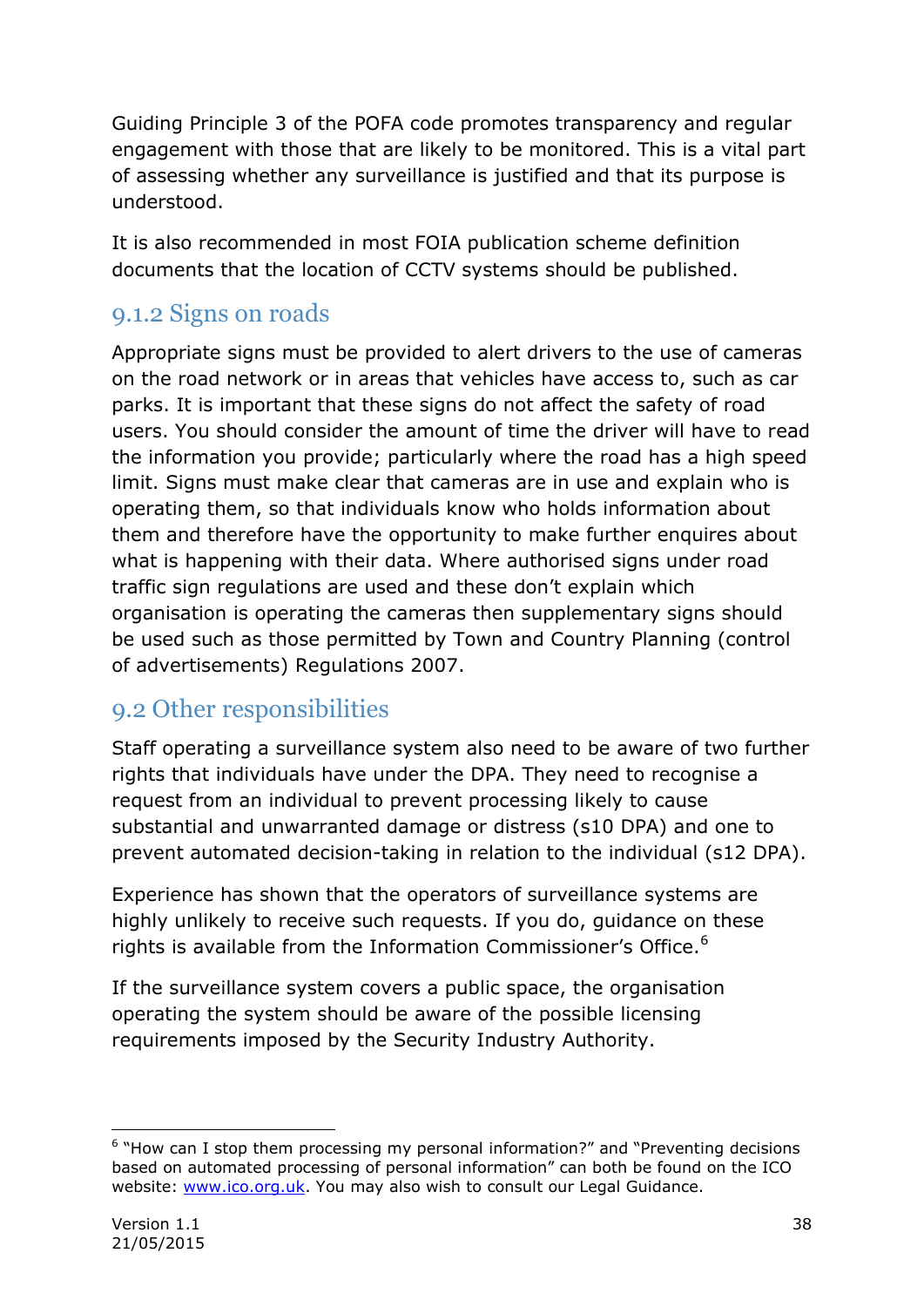Guiding Principle 3 of the POFA code promotes transparency and regular engagement with those that are likely to be monitored. This is a vital part of assessing whether any surveillance is justified and that its purpose is understood.

It is also recommended in most FOIA publication scheme definition documents that the location of CCTV systems should be published.

### 9.1.2 Signs on roads

Appropriate signs must be provided to alert drivers to the use of cameras on the road network or in areas that vehicles have access to, such as car parks. It is important that these signs do not affect the safety of road users. You should consider the amount of time the driver will have to read the information you provide; particularly where the road has a high speed limit. Signs must make clear that cameras are in use and explain who is operating them, so that individuals know who holds information about them and therefore have the opportunity to make further enquires about what is happening with their data. Where authorised signs under road traffic sign regulations are used and these don't explain which organisation is operating the cameras then supplementary signs should be used such as those permitted by Town and Country Planning (control of advertisements) Regulations 2007.

## 9.2 Other responsibilities

Staff operating a surveillance system also need to be aware of two further rights that individuals have under the DPA. They need to recognise a request from an individual to prevent processing likely to cause substantial and unwarranted damage or distress (s10 DPA) and one to prevent automated decision-taking in relation to the individual (s12 DPA).

Experience has shown that the operators of surveillance systems are highly unlikely to receive such requests. If you do, guidance on these rights is available from the Information Commissioner's Office.[6]

If the surveillance system covers a public space, the organisation operating the system should be aware of the possible licensing requirements imposed by the Security Industry Authority.

---

[6] "How can I stop them processing my personal information?" and "Preventing decisions based on automated processing of personal information" can both be found on the ICO website: www.ico.org.uk. You may also wish to consult our Legal Guidance.

Version 1.1
21/05/2015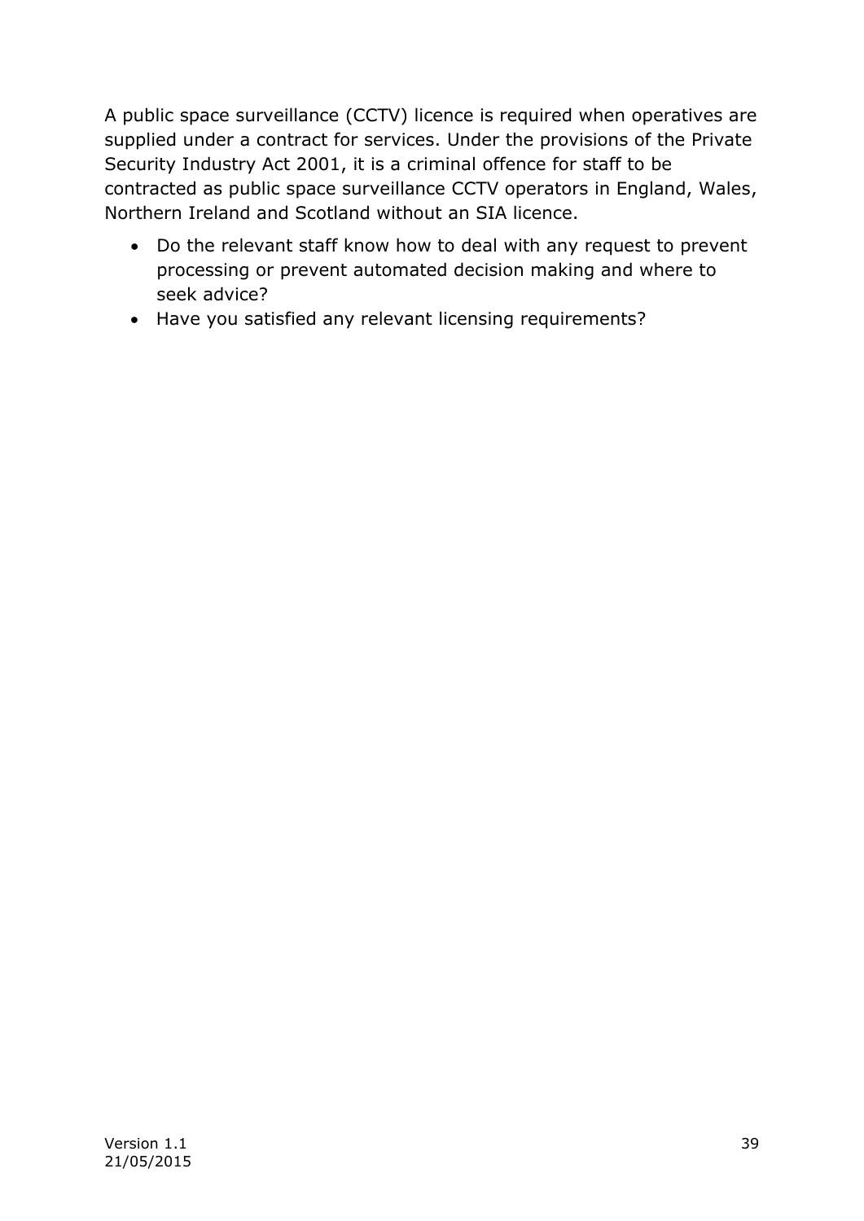A public space surveillance (CCTV) licence is required when operatives are supplied under a contract for services. Under the provisions of the Private Security Industry Act 2001, it is a criminal offence for staff to be contracted as public space surveillance CCTV operators in England, Wales, Northern Ireland and Scotland without an SIA licence.

- Do the relevant staff know how to deal with any request to prevent processing or prevent automated decision making and where to seek advice?
- Have you satisfied any relevant licensing requirements?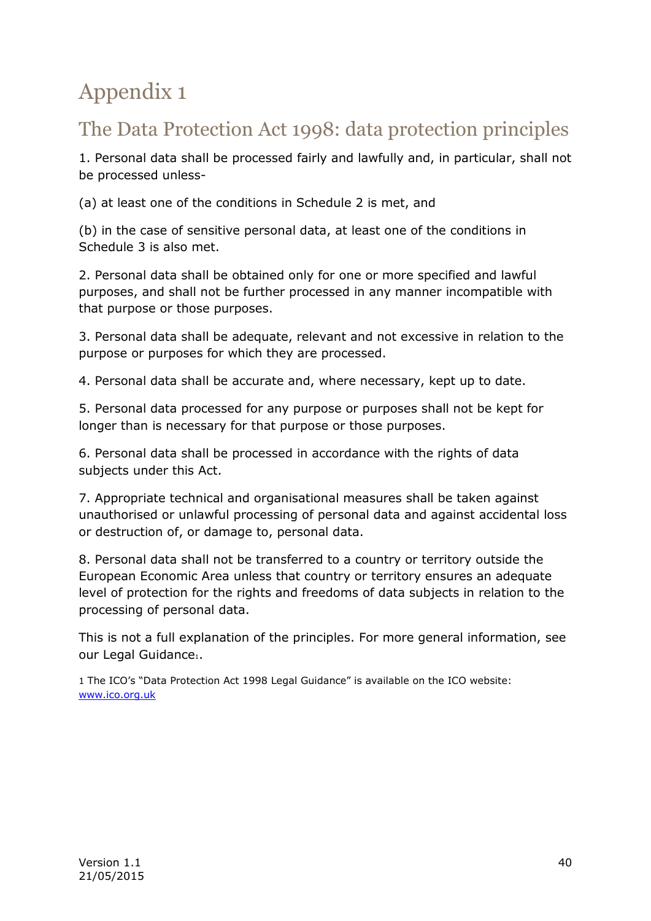# Appendix 1

## The Data Protection Act 1998: data protection principles

1. Personal data shall be processed fairly and lawfully and, in particular, shall not be processed unless-

(a) at least one of the conditions in Schedule 2 is met, and

(b) in the case of sensitive personal data, at least one of the conditions in Schedule 3 is also met.

2. Personal data shall be obtained only for one or more specified and lawful purposes, and shall not be further processed in any manner incompatible with that purpose or those purposes.

3. Personal data shall be adequate, relevant and not excessive in relation to the purpose or purposes for which they are processed.

4. Personal data shall be accurate and, where necessary, kept up to date.

5. Personal data processed for any purpose or purposes shall not be kept for longer than is necessary for that purpose or those purposes.

6. Personal data shall be processed in accordance with the rights of data subjects under this Act.

7. Appropriate technical and organisational measures shall be taken against unauthorised or unlawful processing of personal data and against accidental loss or destruction of, or damage to, personal data.

8. Personal data shall not be transferred to a country or territory outside the European Economic Area unless that country or territory ensures an adequate level of protection for the rights and freedoms of data subjects in relation to the processing of personal data.

This is not a full explanation of the principles. For more general information, see our Legal Guidance[1].

[1] The ICO's "Data Protection Act 1998 Legal Guidance" is available on the ICO website: [www.ico.org.uk](http://www.ico.org.uk)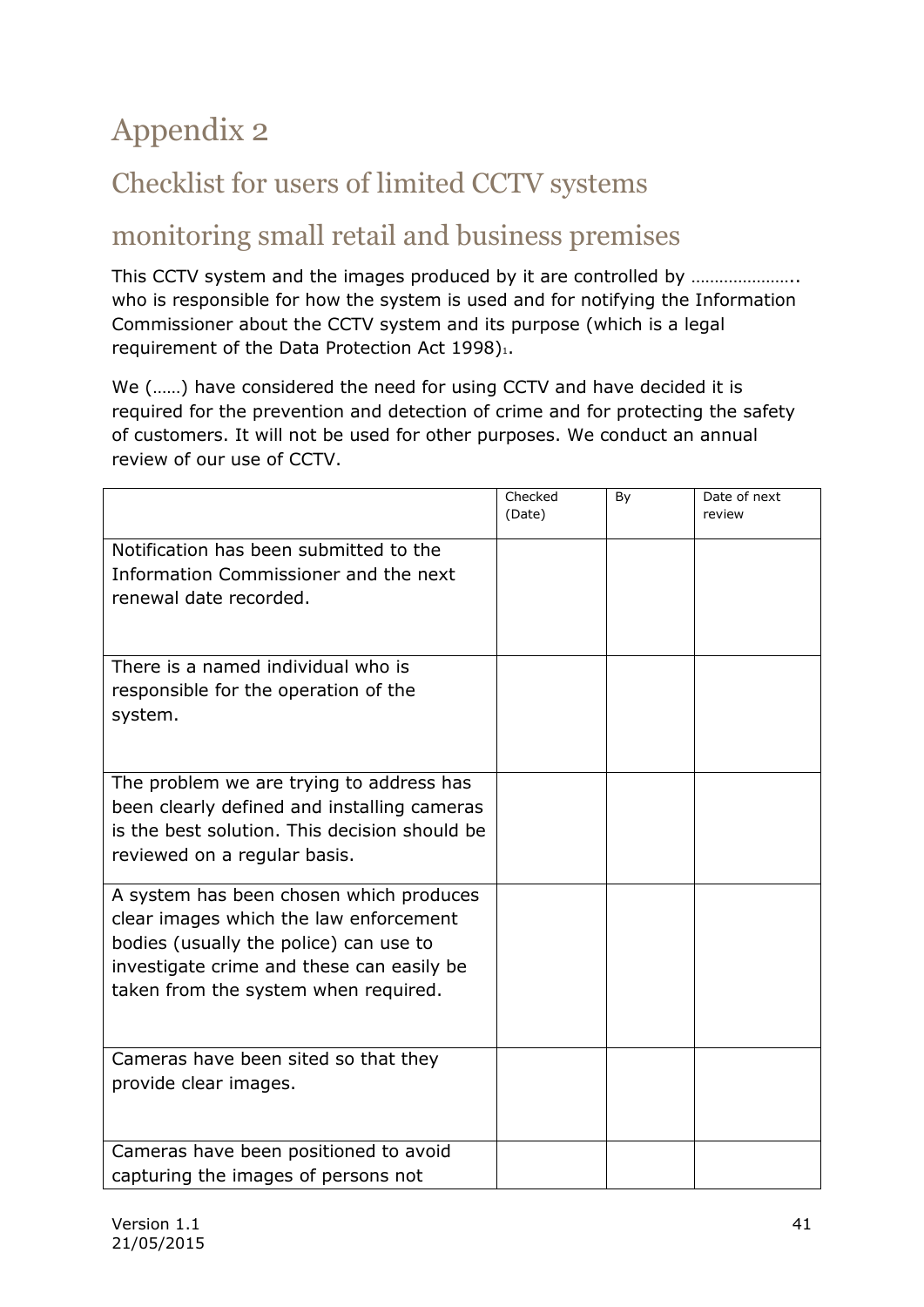# Appendix 2

## Checklist for users of limited CCTV systems

## monitoring small retail and business premises

This CCTV system and the images produced by it are controlled by ………………….. who is responsible for how the system is used and for notifying the Information Commissioner about the CCTV system and its purpose (which is a legal requirement of the Data Protection Act 1998)[1].

We (……) have considered the need for using CCTV and have decided it is required for the prevention and detection of crime and for protecting the safety of customers. It will not be used for other purposes. We conduct an annual review of our use of CCTV.

| | Checked (Date) | By | Date of next review |
|---|---|---|---|
| Notification has been submitted to the Information Commissioner and the next renewal date recorded. | | | |
| There is a named individual who is responsible for the operation of the system. | | | |
| The problem we are trying to address has been clearly defined and installing cameras is the best solution. This decision should be reviewed on a regular basis. | | | |
| A system has been chosen which produces clear images which the law enforcement bodies (usually the police) can use to investigate crime and these can easily be taken from the system when required. | | | |
| Cameras have been sited so that they provide clear images. | | | |
| Cameras have been positioned to avoid capturing the images of persons not | | | |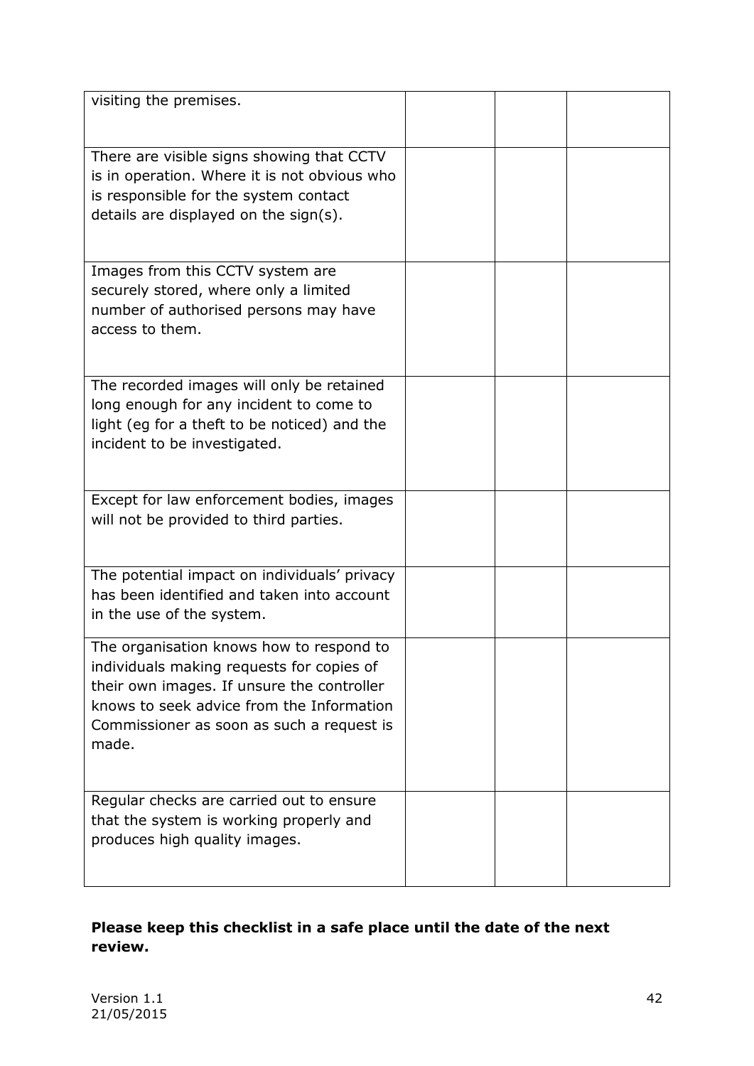| | | | |
|---|---|---|---|
| visiting the premises. | | | |
| There are visible signs showing that CCTV is in operation. Where it is not obvious who is responsible for the system contact details are displayed on the sign(s). | | | |
| Images from this CCTV system are securely stored, where only a limited number of authorised persons may have access to them. | | | |
| The recorded images will only be retained long enough for any incident to come to light (eg for a theft to be noticed) and the incident to be investigated. | | | |
| Except for law enforcement bodies, images will not be provided to third parties. | | | |
| The potential impact on individuals' privacy has been identified and taken into account in the use of the system. | | | |
| The organisation knows how to respond to individuals making requests for copies of their own images. If unsure the controller knows to seek advice from the Information Commissioner as soon as such a request is made. | | | |
| Regular checks are carried out to ensure that the system is working properly and produces high quality images. | | | |

**Please keep this checklist in a safe place until the date of the next review.**

Version 1.1
21/05/2015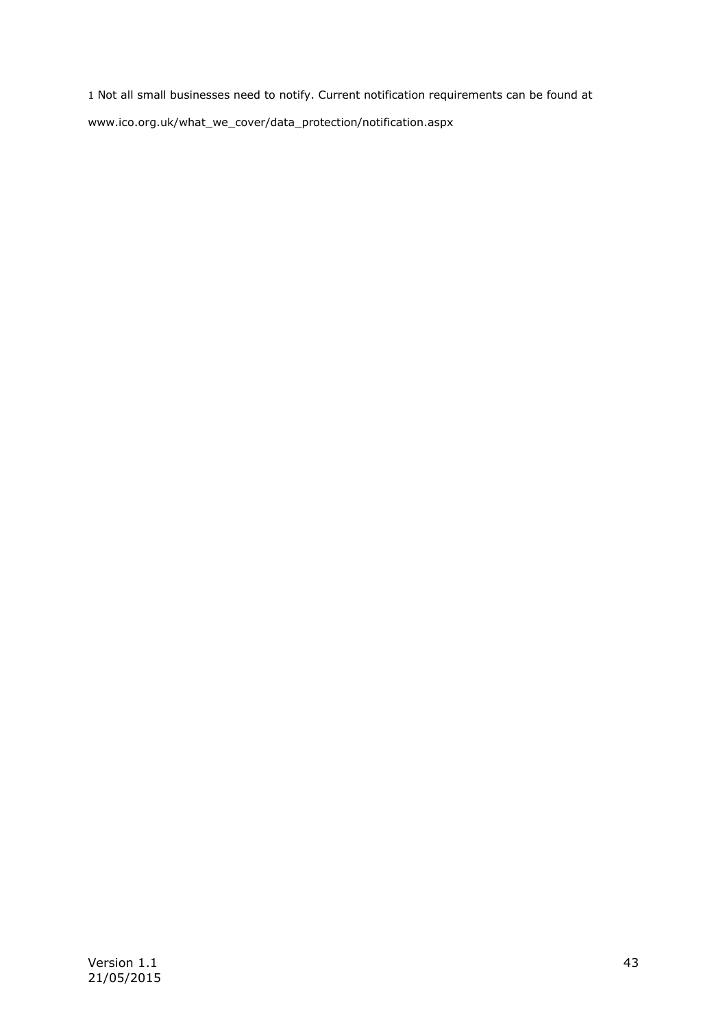[1] Not all small businesses need to notify. Current notification requirements can be found at

www.ico.org.uk/what_we_cover/data_protection/notification.aspx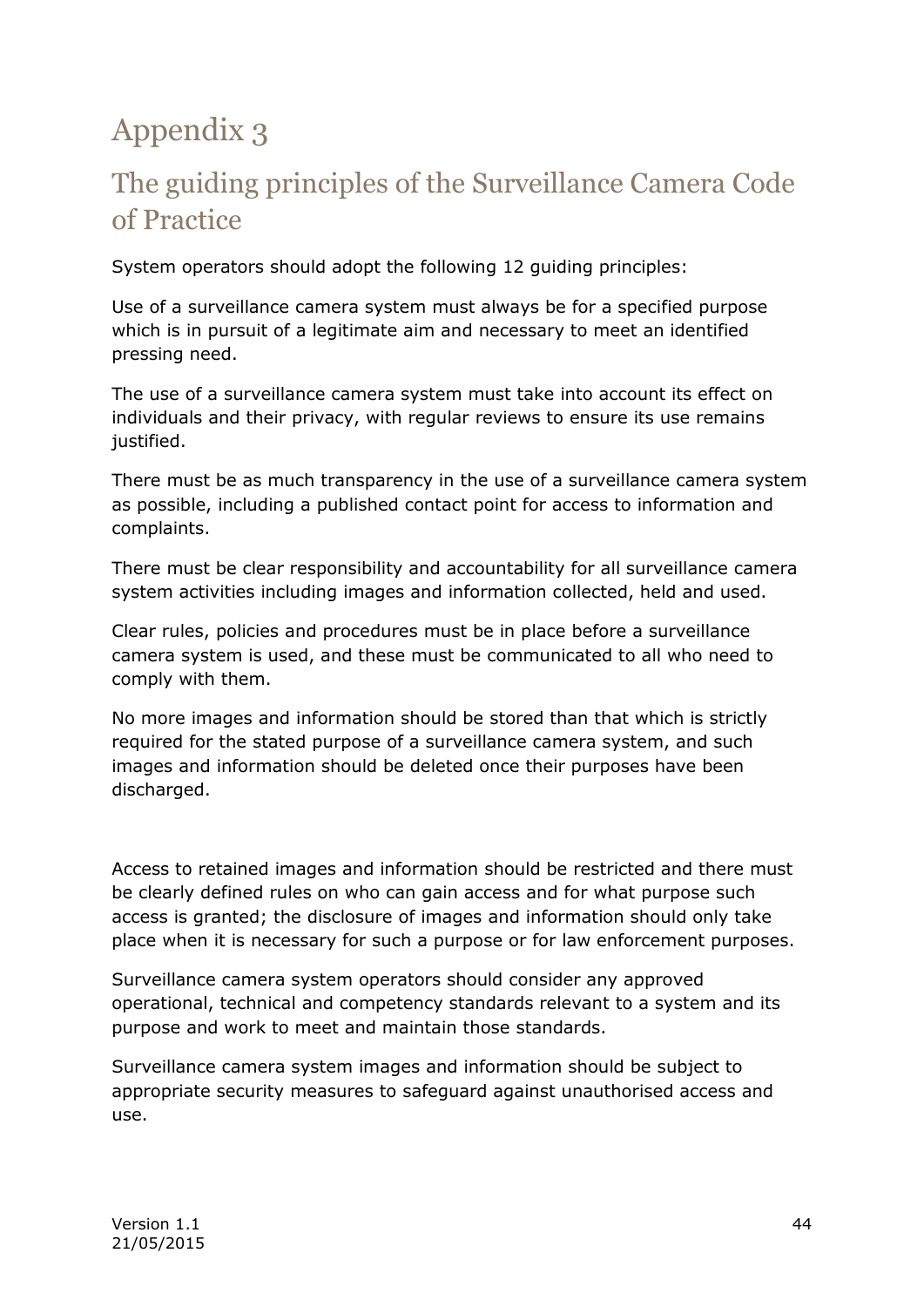# Appendix 3

## The guiding principles of the Surveillance Camera Code of Practice

System operators should adopt the following 12 guiding principles:

Use of a surveillance camera system must always be for a specified purpose which is in pursuit of a legitimate aim and necessary to meet an identified pressing need.

The use of a surveillance camera system must take into account its effect on individuals and their privacy, with regular reviews to ensure its use remains justified.

There must be as much transparency in the use of a surveillance camera system as possible, including a published contact point for access to information and complaints.

There must be clear responsibility and accountability for all surveillance camera system activities including images and information collected, held and used.

Clear rules, policies and procedures must be in place before a surveillance camera system is used, and these must be communicated to all who need to comply with them.

No more images and information should be stored than that which is strictly required for the stated purpose of a surveillance camera system, and such images and information should be deleted once their purposes have been discharged.

Access to retained images and information should be restricted and there must be clearly defined rules on who can gain access and for what purpose such access is granted; the disclosure of images and information should only take place when it is necessary for such a purpose or for law enforcement purposes.

Surveillance camera system operators should consider any approved operational, technical and competency standards relevant to a system and its purpose and work to meet and maintain those standards.

Surveillance camera system images and information should be subject to appropriate security measures to safeguard against unauthorised access and use.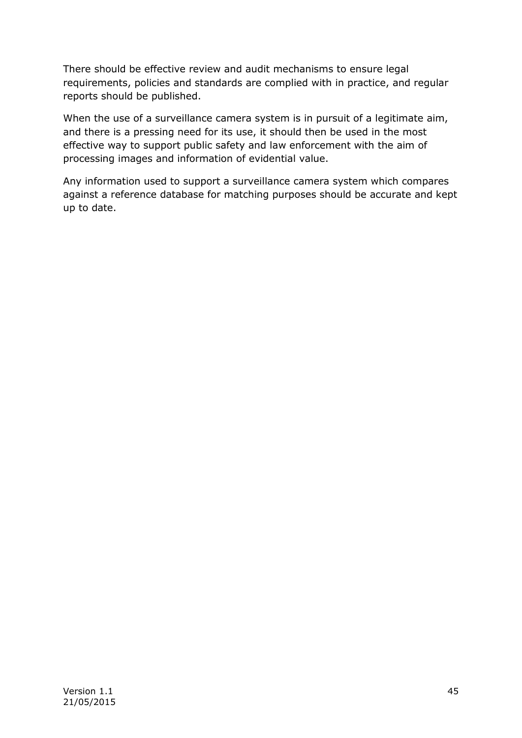There should be effective review and audit mechanisms to ensure legal requirements, policies and standards are complied with in practice, and regular reports should be published.

When the use of a surveillance camera system is in pursuit of a legitimate aim, and there is a pressing need for its use, it should then be used in the most effective way to support public safety and law enforcement with the aim of processing images and information of evidential value.

Any information used to support a surveillance camera system which compares against a reference database for matching purposes should be accurate and kept up to date.